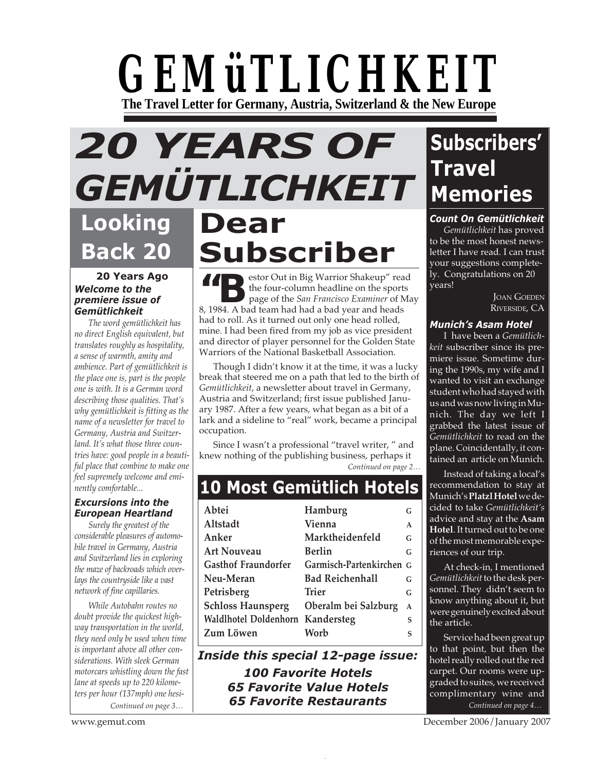# GEMüTLICHKEIT

**The Travel Letter for Germany, Austria, Switzerland & the New Europe**

# 20 YEARS OF GEMÜTLICHKEIT

## Dear Subscriber

"Bestor Out in Big Warrior Shakeup" read the four-column headline on the sports page of the *San Francisco Examiner* of May 8, 1984. A bad team had had a bad year and heads had to roll. As it turned out only one head rolled, mine. I had been fired from my job as vice president and director of player personnel for the Golden State Warriors of the National Basketball Association.

Though I didn't know it at the time, it was a lucky break that steered me on a path that led to the birth of *Gemütlichkeit*, a newsletter about travel in Germany, Austria and Switzerland; first issue published January 1987. After a few years, what began as a bit of a lark and a sideline to "real" work, became a principal occupation.

Since I wasn't a professional "travel writer, " and knew nothing of the publishing business, perhaps it

*Continued on page 2…*

## 10 Most Gemütlich Hotels

| | | |
|---|---|---|
| Abtei | Hamburg | G |
| Altstadt | Vienna | A |
| Anker | Marktheidenfeld | G |
| Art Nouveau | Berlin | G |
| Gasthof Fraundorfer | Garmisch-Partenkirchen | G |
| Neu-Meran | Bad Reichenhall | G |
| Petrisberg | Trier | G |
| Schloss Haunsperg | Oberalm bei Salzburg | A |
| Waldhotel Doldenhorn | Kandersteg | S |
| Zum Löwen | Worb | S |

***Inside this special 12-page issue:***

***100 Favorite Hotels***
***65 Favorite Value Hotels***
***65 Favorite Restaurants***

## Looking Back 20

### 20 Years Ago

***Welcome to the premiere issue of Gemütlichkeit***

*The word gemütlichkeit has no direct English equivalent, but translates roughly as hospitality, a sense of warmth, amity and ambience. Part of gemütlichkeit is the place one is, part is the people one is with. It is a German word describing those qualities. That's why gemütlichkeit is fitting as the name of a newsletter for travel to Germany, Austria and Switzerland. It's what those three countries have: good people in a beautiful place that combine to make one feel supremely welcome and eminently comfortable...*

***Excursions into the European Heartland***

*Surely the greatest of the considerable pleasures of automobile travel in Germany, Austria and Switzerland lies in exploring the maze of backroads which overlays the countryside like a vast network of fine capillaries.*

*While Autobahn routes no doubt provide the quickest highway transportation in the world, they need only be used when time is important above all other considerations. With sleek German motorcars whistling down the fast lane at speeds up to 220 kilometers per hour (137mph) one hesi-*

*Continued on page 3…*

## Subscribers' Travel Memories

***Count On Gemütlichkeit***

*Gemütlichkeit* has proved to be the most honest newsletter I have read. I can trust your suggestions completely. Congratulations on 20 years!

JOAN GOEDEN
RIVERSIDE, CA

***Munich's Asam Hotel***

I have been a *Gemütlichkeit* subscriber since its premiere issue. Sometime during the 1990s, my wife and I wanted to visit an exchange student who had stayed with us and was now living in Munich. The day we left I grabbed the latest issue of *Gemütlichkeit* to read on the plane. Coincidentally, it contained an article on Munich.

Instead of taking a local's recommendation to stay at Munich's **Platzl Hotel** we decided to take *Gemütlichkeit's* advice and stay at the **Asam Hotel**. It turned out to be one of the most memorable experiences of our trip.

At check-in, I mentioned *Gemütlichkeit* to the desk personnel. They didn't seem to know anything about it, but were genuinely excited about the article.

Service had been great up to that point, but then the hotel really rolled out the red carpet. Our rooms were upgraded to suites, we received complimentary wine and

*Continued on page 4…*

www.gemut.com

December 2006/January 2007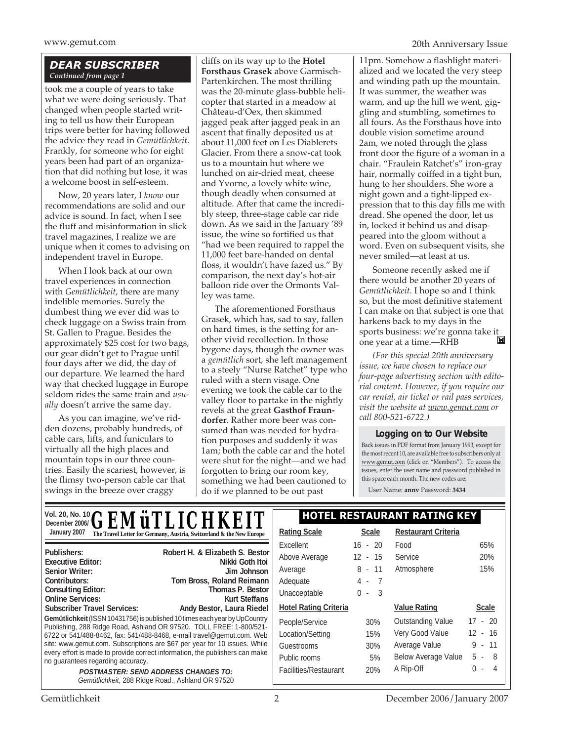## DEAR SUBSCRIBER

*Continued from page 1*

took me a couple of years to take what we were doing seriously. That changed when people started writing to tell us how their European trips were better for having followed the advice they read in *Gemütlichkeit*. Frankly, for someone who for eight years been had part of an organization that did nothing but lose, it was a welcome boost in self-esteem.

Now, 20 years later, I *know* our recommendations are solid and our advice is sound. In fact, when I see the fluff and misinformation in slick travel magazines, I realize we are unique when it comes to advising on independent travel in Europe.

When I look back at our own travel experiences in connection with *Gemütlichkeit*, there are many indelible memories. Surely the dumbest thing we ever did was to check luggage on a Swiss train from St. Gallen to Prague. Besides the approximately $25 cost for two bags, our gear didn't get to Prague until four days after we did, the day of our departure. We learned the hard way that checked luggage in Europe seldom rides the same train and *usually* doesn't arrive the same day.

As you can imagine, we've ridden dozens, probably hundreds, of cable cars, lifts, and funiculars to virtually all the high places and mountain tops in our three countries. Easily the scariest, however, is the flimsy two-person cable car that swings in the breeze over craggy cliffs on its way up to the **Hotel Forsthaus Grasek** above Garmisch-Partenkirchen. The most thrilling was the 20-minute glass-bubble helicopter that started in a meadow at Château-d'Oex, then skimmed jagged peak after jagged peak in an ascent that finally deposited us at about 11,000 feet on Les Diablerets Glacier. From there a snow-cat took us to a mountain hut where we lunched on air-dried meat, cheese and Yvorne, a lovely white wine, though deadly when consumed at altitude. After that came the incredibly steep, three-stage cable car ride down. As we said in the January '89 issue, the wine so fortified us that "had we been required to rappel the 11,000 feet bare-handed on dental floss, it wouldn't have fazed us." By comparison, the next day's hot-air balloon ride over the Ormonts Valley was tame.

The aforementioned Forsthaus Grasek, which has, sad to say, fallen on hard times, is the setting for another vivid recollection. In those bygone days, though the owner was a *gemütlich* sort, she left management to a steely "Nurse Ratchet" type who ruled with a stern visage. One evening we took the cable car to the valley floor to partake in the nightly revels at the great **Gasthof Fraundorfer**. Rather more beer was consumed than was needed for hydration purposes and suddenly it was 1am; both the cable car and the hotel were shut for the night—and we had forgotten to bring our room key, something we had been cautioned to do if we planned to be out past 11pm. Somehow a flashlight materialized and we located the very steep and winding path up the mountain. It was summer, the weather was warm, and up the hill we went, giggling and stumbling, sometimes to all fours. As the Forsthaus hove into double vision sometime around 2am, we noted through the glass front door the figure of a woman in a chair. "Fraulein Ratchet's" iron-gray hair, normally coiffed in a tight bun, hung to her shoulders. She wore a night gown and a tight-lipped expression that to this day fills me with dread. She opened the door, let us in, locked it behind us and disappeared into the gloom without a word. Even on subsequent visits, she never smiled—at least at us.

Someone recently asked me if there would be another 20 years of *Gemütlichkeit*. I hope so and I think so, but the most definitive statement I can make on that subject is one that harkens back to my days in the sports business: we're gonna take it one year at a time.—RHB

*(For this special 20th anniversary issue, we have chosen to replace our four-page advertising section with editorial content. However, if you require our car rental, air ticket or rail pass services, visit the website at www.gemut.com or call 800-521-6722.)*

### Logging on to Our Website

Back issues in PDF format from January 1993, except for the most recent 10, are available free to subscribers only at www.gemut.com (click on "Members"). To access the issues, enter the user name and password published in this space each month. The new codes are:

User Name: **annv** Password: **3434**

---

Vol. 20, No. 10
December 2006/January 2007

# GEMüTLICHKEIT

**The Travel Letter for Germany, Austria, Switzerland & the New Europe**

| | |
|---|---|
| **Publishers:** | **Robert H. & Elizabeth S. Bestor** |
| **Executive Editor:** | **Nikki Goth Itoi** |
| **Senior Writer:** | **Jim Johnson** |
| **Contributors:** | **Tom Bross, Roland Reimann** |
| **Consulting Editor:** | **Thomas P. Bestor** |
| **Online Services:** | **Kurt Steffans** |
| **Subscriber Travel Services:** | **Andy Bestor, Laura Riedel** |

**Gemütlichkeit** (ISSN 10431756) is published 10 times each year by UpCountry Publishing, 288 Ridge Road, Ashland OR 97520. TOLL FREE: 1-800/521-6722 or 541/488-8462, fax: 541/488-8468, e-mail travel@gemut.com. Web site: www.gemut.com. Subscriptions are $67 per year for 10 issues. While every effort is made to provide correct information, the publishers can make no guarantees regarding accuracy.

***POSTMASTER: SEND ADDRESS CHANGES TO:***
*Gemütlichkeit*, 288 Ridge Road., Ashland OR 97520

### HOTEL RESTAURANT RATING KEY

| Rating Scale | Scale |
|---|---|
| Excellent | 16 - 20 |
| Above Average | 12 - 15 |
| Average | 8 - 11 |
| Adequate | 4 - 7 |
| Unacceptable | 0 - 3 |

| Hotel Rating Criteria | |
|---|---|
| People/Service | 30% |
| Location/Setting | 15% |
| Guestrooms | 30% |
| Public rooms | 5% |
| Facilities/Restaurant | 20% |

| Restaurant Criteria | |
|---|---|
| Food | 65% |
| Service | 20% |
| Atmosphere | 15% |

| Value Rating | Scale |
|---|---|
| Outstanding Value | 17 - 20 |
| Very Good Value | 12 - 16 |
| Average Value | 9 - 11 |
| Below Average Value | 5 - 8 |
| A Rip-Off | 0 - 4 |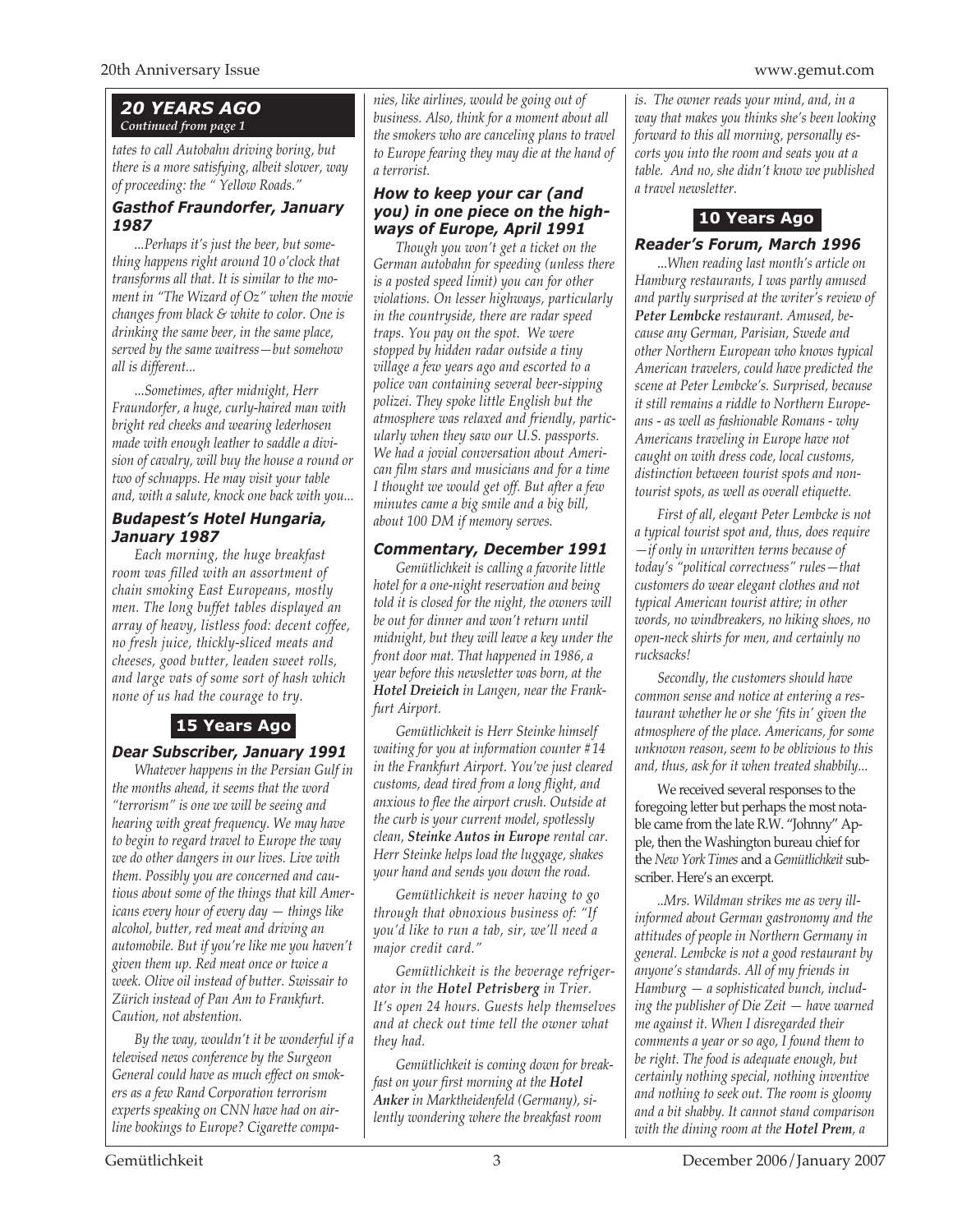## 20 YEARS AGO

*Continued from page 1*

*tates to call Autobahn driving boring, but there is a more satisfying, albeit slower, way of proceeding: the " Yellow Roads."*

### *Gasthof Fraundorfer, January 1987*

*...Perhaps it's just the beer, but something happens right around 10 o'clock that transforms all that. It is similar to the moment in "The Wizard of Oz" when the movie changes from black & white to color. One is drinking the same beer, in the same place, served by the same waitress—but somehow all is different...*

*...Sometimes, after midnight, Herr Fraundorfer, a huge, curly-haired man with bright red cheeks and wearing lederhosen made with enough leather to saddle a division of cavalry, will buy the house a round or two of schnapps. He may visit your table and, with a salute, knock one back with you...*

### *Budapest's Hotel Hungaria, January 1987*

*Each morning, the huge breakfast room was filled with an assortment of chain smoking East Europeans, mostly men. The long buffet tables displayed an array of heavy, listless food: decent coffee, no fresh juice, thickly-sliced meats and cheeses, good butter, leaden sweet rolls, and large vats of some sort of hash which none of us had the courage to try.*

## 15 Years Ago

### *Dear Subscriber, January 1991*

*Whatever happens in the Persian Gulf in the months ahead, it seems that the word "terrorism" is one we will be seeing and hearing with great frequency. We may have to begin to regard travel to Europe the way we do other dangers in our lives. Live with them. Possibly you are concerned and cautious about some of the things that kill Americans every hour of every day — things like alcohol, butter, red meat and driving an automobile. But if you're like me you haven't given them up. Red meat once or twice a week. Olive oil instead of butter. Swissair to Zürich instead of Pan Am to Frankfurt. Caution, not abstention.*

*By the way, wouldn't it be wonderful if a televised news conference by the Surgeon General could have as much effect on smokers as a few Rand Corporation terrorism experts speaking on CNN have had on airline bookings to Europe? Cigarette companies, like airlines, would be going out of business. Also, think for a moment about all the smokers who are canceling plans to travel to Europe fearing they may die at the hand of a terrorist.*

### *How to keep your car (and you) in one piece on the highways of Europe, April 1991*

*Though you won't get a ticket on the German autobahn for speeding (unless there is a posted speed limit) you can for other violations. On lesser highways, particularly in the countryside, there are radar speed traps. You pay on the spot. We were stopped by hidden radar outside a tiny village a few years ago and escorted to a police van containing several beer-sipping polizei. They spoke little English but the atmosphere was relaxed and friendly, particularly when they saw our U.S. passports. We had a jovial conversation about American film stars and musicians and for a time I thought we would get off. But after a few minutes came a big smile and a big bill, about 100 DM if memory serves.*

### *Commentary, December 1991*

*Gemütlichkeit is calling a favorite little hotel for a one-night reservation and being told it is closed for the night, the owners will be out for dinner and won't return until midnight, but they will leave a key under the front door mat. That happened in 1986, a year before this newsletter was born, at the **Hotel Dreieich** in Langen, near the Frankfurt Airport.*

*Gemütlichkeit is Herr Steinke himself waiting for you at information counter #14 in the Frankfurt Airport. You've just cleared customs, dead tired from a long flight, and anxious to flee the airport crush. Outside at the curb is your current model, spotlessly clean, **Steinke Autos in Europe** rental car. Herr Steinke helps load the luggage, shakes your hand and sends you down the road.*

*Gemütlichkeit is never having to go through that obnoxious business of: "If you'd like to run a tab, sir, we'll need a major credit card."*

*Gemütlichkeit is the beverage refrigerator in the **Hotel Petrisberg** in Trier. It's open 24 hours. Guests help themselves and at check out time tell the owner what they had.*

*Gemütlichkeit is coming down for breakfast on your first morning at the **Hotel Anker** in Marktheidenfeld (Germany), silently wondering where the breakfast room is. The owner reads your mind, and, in a way that makes you thinks she's been looking forward to this all morning, personally escorts you into the room and seats you at a table. And no, she didn't know we published a travel newsletter.*

## 10 Years Ago

### *Reader's Forum, March 1996*

*...When reading last month's article on Hamburg restaurants, I was partly amused and partly surprised at the writer's review of **Peter Lembcke** restaurant. Amused, because any German, Parisian, Swede and other Northern European who knows typical American travelers, could have predicted the scene at Peter Lembcke's. Surprised, because it still remains a riddle to Northern Europeans - as well as fashionable Romans - why Americans traveling in Europe have not caught on with dress code, local customs, distinction between tourist spots and non-tourist spots, as well as overall etiquette.*

*First of all, elegant Peter Lembcke is not a typical tourist spot and, thus, does require —if only in unwritten terms because of today's "political correctness" rules—that customers do wear elegant clothes and not typical American tourist attire; in other words, no windbreakers, no hiking shoes, no open-neck shirts for men, and certainly no rucksacks!*

*Secondly, the customers should have common sense and notice at entering a restaurant whether he or she 'fits in' given the atmosphere of the place. Americans, for some unknown reason, seem to be oblivious to this and, thus, ask for it when treated shabbily...*

We received several responses to the foregoing letter but perhaps the most notable came from the late R.W. "Johnny" Apple, then the Washington bureau chief for the *New York Times* and a *Gemütlichkeit* subscriber. Here's an excerpt.

*..Mrs. Wildman strikes me as very ill-informed about German gastronomy and the attitudes of people in Northern Germany in general. Lembcke is not a good restaurant by anyone's standards. All of my friends in Hamburg — a sophisticated bunch, including the publisher of Die Zeit — have warned me against it. When I disregarded their comments a year or so ago, I found them to be right. The food is adequate enough, but certainly nothing special, nothing inventive and nothing to seek out. The room is gloomy and a bit shabby. It cannot stand comparison with the dining room at the **Hotel Prem**, a*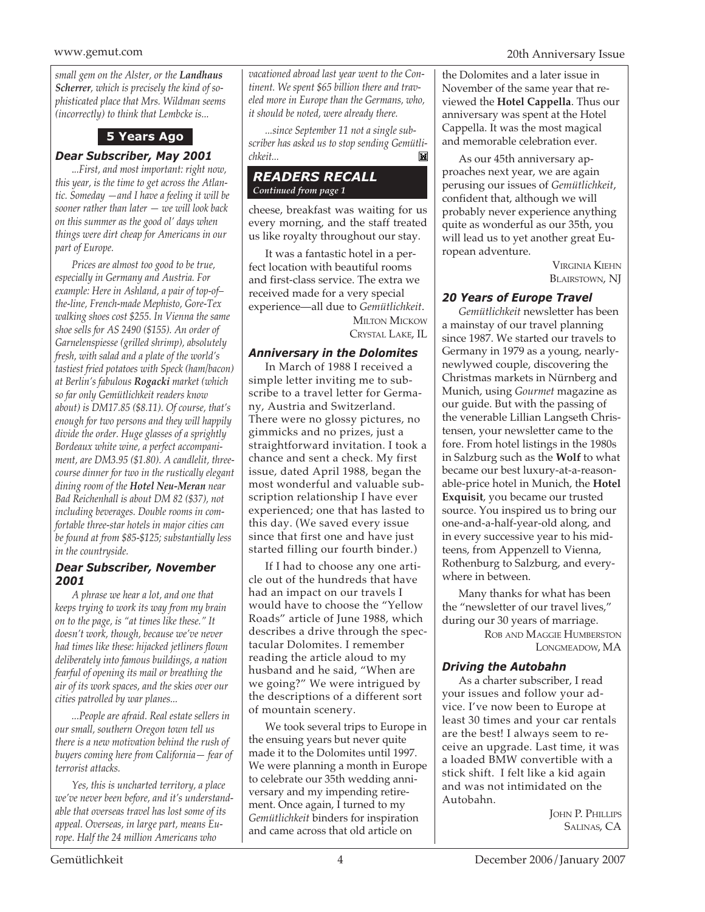*small gem on the Alster, or the **Landhaus Scherrer**, which is precisely the kind of sophisticated place that Mrs. Wildman seems (incorrectly) to think that Lembcke is...*

## 5 Years Ago

### Dear Subscriber, May 2001

*...First, and most important: right now, this year, is the time to get across the Atlantic. Someday —and I have a feeling it will be sooner rather than later — we will look back on this summer as the good ol' days when things were dirt cheap for Americans in our part of Europe.*

*Prices are almost too good to be true, especially in Germany and Austria. For example: Here in Ashland, a pair of top-of–the-line, French-made Mephisto, Gore-Tex walking shoes cost $255. In Vienna the same shoe sells for AS 2490 ($155). An order of Garnelenspiesse (grilled shrimp), absolutely fresh, with salad and a plate of the world's tastiest fried potatoes with Speck (ham/bacon) at Berlin's fabulous **Rogacki** market (which so far only Gemütlichkeit readers know about) is DM17.85 ($8.11). Of course, that's enough for two persons and they will happily divide the order. Huge glasses of a sprightly Bordeaux white wine, a perfect accompaniment, are DM3.95 ($1.80). A candlelit, three-course dinner for two in the rustically elegant dining room of the **Hotel Neu-Meran** near Bad Reichenhall is about DM 82 ($37), not including beverages. Double rooms in comfortable three-star hotels in major cities can be found at from $85-$125; substantially less in the countryside.*

### Dear Subscriber, November 2001

*A phrase we hear a lot, and one that keeps trying to work its way from my brain on to the page, is "at times like these." It doesn't work, though, because we've never had times like these: hijacked jetliners flown deliberately into famous buildings, a nation fearful of opening its mail or breathing the air of its work spaces, and the skies over our cities patrolled by war planes...*

*...People are afraid. Real estate sellers in our small, southern Oregon town tell us there is a new motivation behind the rush of buyers coming here from California— fear of terrorist attacks.*

*Yes, this is uncharted territory, a place we've never been before, and it's understandable that overseas travel has lost some of its appeal. Overseas, in large part, means Europe. Half the 24 million Americans who vacationed abroad last year went to the Continent. We spent $65 billion there and traveled more in Europe than the Germans, who, it should be noted, were already there.*

*...since September 11 not a single subscriber has asked us to stop sending Gemütlichkeit...*

## READERS RECALL
*Continued from page 1*

cheese, breakfast was waiting for us every morning, and the staff treated us like royalty throughout our stay.

It was a fantastic hotel in a perfect location with beautiful rooms and first-class service. The extra we received made for a very special experience—all due to *Gemütlichkeit*.

MILTON MICKOW
CRYSTAL LAKE, IL

### Anniversary in the Dolomites

In March of 1988 I received a simple letter inviting me to subscribe to a travel letter for Germany, Austria and Switzerland. There were no glossy pictures, no gimmicks and no prizes, just a straightforward invitation. I took a chance and sent a check. My first issue, dated April 1988, began the most wonderful and valuable subscription relationship I have ever experienced; one that has lasted to this day. (We saved every issue since that first one and have just started filling our fourth binder.)

If I had to choose any one article out of the hundreds that have had an impact on our travels I would have to choose the "Yellow Roads" article of June 1988, which describes a drive through the spectacular Dolomites. I remember reading the article aloud to my husband and he said, "When are we going?" We were intrigued by the descriptions of a different sort of mountain scenery.

We took several trips to Europe in the ensuing years but never quite made it to the Dolomites until 1997. We were planning a month in Europe to celebrate our 35th wedding anniversary and my impending retirement. Once again, I turned to my *Gemütlichkeit* binders for inspiration and came across that old article on the Dolomites and a later issue in November of the same year that reviewed the **Hotel Cappella**. Thus our anniversary was spent at the Hotel Cappella. It was the most magical and memorable celebration ever.

As our 45th anniversary approaches next year, we are again perusing our issues of *Gemütlichkeit*, confident that, although we will probably never experience anything quite as wonderful as our 35th, you will lead us to yet another great European adventure.

VIRGINIA KIEHN
BLAIRSTOWN, NJ

### 20 Years of Europe Travel

*Gemütlichkeit* newsletter has been a mainstay of our travel planning since 1987. We started our travels to Germany in 1979 as a young, nearly-newlywed couple, discovering the Christmas markets in Nürnberg and Munich, using *Gourmet* magazine as our guide. But with the passing of the venerable Lillian Langseth Christensen, your newsletter came to the fore. From hotel listings in the 1980s in Salzburg such as the **Wolf** to what became our best luxury-at-a-reasonable-price hotel in Munich, the **Hotel Exquisit**, you became our trusted source. You inspired us to bring our one-and-a-half-year-old along, and in every successive year to his mid-teens, from Appenzell to Vienna, Rothenburg to Salzburg, and everywhere in between.

Many thanks for what has been the "newsletter of our travel lives," during our 30 years of marriage.

ROB AND MAGGIE HUMBERSTON
LONGMEADOW, MA

### Driving the Autobahn

As a charter subscriber, I read your issues and follow your advice. I've now been to Europe at least 30 times and your car rentals are the best! I always seem to receive an upgrade. Last time, it was a loaded BMW convertible with a stick shift. I felt like a kid again and was not intimidated on the Autobahn.

JOHN P. PHILLIPS
SALINAS, CA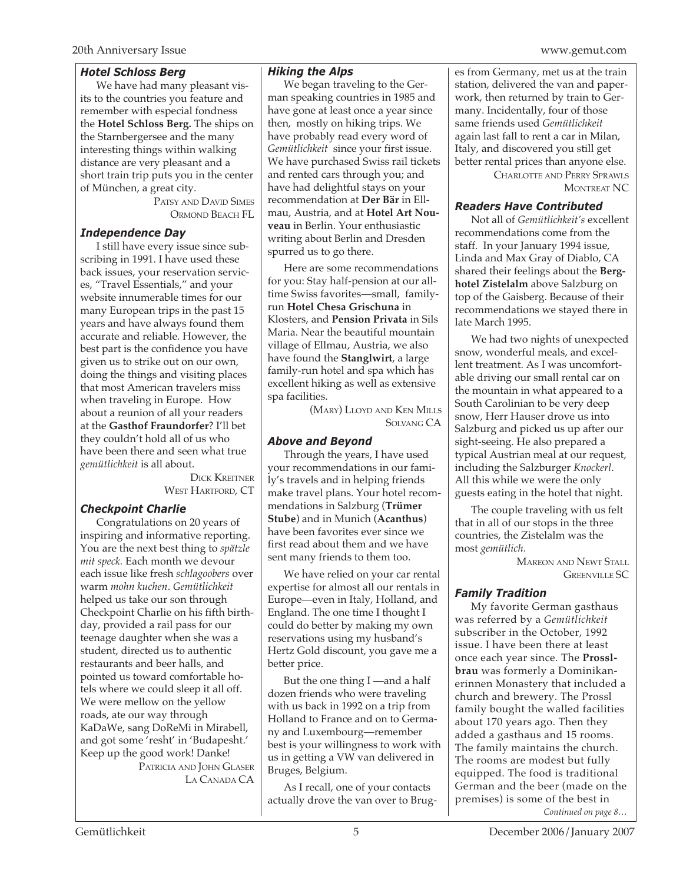### *Hotel Schloss Berg*

We have had many pleasant visits to the countries you feature and remember with especial fondness the **Hotel Schloss Berg.** The ships on the Starnbergersee and the many interesting things within walking distance are very pleasant and a short train trip puts you in the center of München, a great city.

PATSY AND DAVID SIMES
ORMOND BEACH FL

### *Independence Day*

I still have every issue since subscribing in 1991. I have used these back issues, your reservation services, "Travel Essentials," and your website innumerable times for our many European trips in the past 15 years and have always found them accurate and reliable. However, the best part is the confidence you have given us to strike out on our own, doing the things and visiting places that most American travelers miss when traveling in Europe. How about a reunion of all your readers at the **Gasthof Fraundorfer**? I'll bet they couldn't hold all of us who have been there and seen what true *gemütlichkeit* is all about.

DICK KREITNER
WEST HARTFORD, CT

### *Checkpoint Charlie*

Congratulations on 20 years of inspiring and informative reporting. You are the next best thing to *spätzle mit speck.* Each month we devour each issue like fresh *schlagoobers* over warm *mohn kuchen*. *Gemütlichkeit* helped us take our son through Checkpoint Charlie on his fifth birthday, provided a rail pass for our teenage daughter when she was a student, directed us to authentic restaurants and beer halls, and pointed us toward comfortable hotels where we could sleep it all off. We were mellow on the yellow roads, ate our way through KaDaWe, sang DoReMi in Mirabell, and got some 'resht' in 'Budapesht.' Keep up the good work! Danke!

PATRICIA AND JOHN GLASER
LA CANADA CA

### *Hiking the Alps*

We began traveling to the German speaking countries in 1985 and have gone at least once a year since then, mostly on hiking trips. We have probably read every word of *Gemütlichkeit* since your first issue. We have purchased Swiss rail tickets and rented cars through you; and have had delightful stays on your recommendation at **Der Bär** in Ellmau, Austria, and at **Hotel Art Nouveau** in Berlin. Your enthusiastic writing about Berlin and Dresden spurred us to go there.

Here are some recommendations for you: Stay half-pension at our all-time Swiss favorites—small, family-run **Hotel Chesa Grischuna** in Klosters, and **Pension Privata** in Sils Maria. Near the beautiful mountain village of Ellmau, Austria, we also have found the **Stanglwirt**, a large family-run hotel and spa which has excellent hiking as well as extensive spa facilities.

(MARY) LLOYD AND KEN MILLS
SOLVANG CA

### *Above and Beyond*

Through the years, I have used your recommendations in our family's travels and in helping friends make travel plans. Your hotel recommendations in Salzburg (**Trümer Stube**) and in Munich (**Acanthus**) have been favorites ever since we first read about them and we have sent many friends to them too.

We have relied on your car rental expertise for almost all our rentals in Europe—even in Italy, Holland, and England. The one time I thought I could do better by making my own reservations using my husband's Hertz Gold discount, you gave me a better price.

But the one thing I —and a half dozen friends who were traveling with us back in 1992 on a trip from Holland to France and on to Germany and Luxembourg—remember best is your willingness to work with us in getting a VW van delivered in Bruges, Belgium.

As I recall, one of your contacts actually drove the van over to Bruges from Germany, met us at the train station, delivered the van and paperwork, then returned by train to Germany. Incidentally, four of those same friends used *Gemütlichkeit* again last fall to rent a car in Milan, Italy, and discovered you still get better rental prices than anyone else.

CHARLOTTE AND PERRY SPRAWLS
MONTREAT NC

### *Readers Have Contributed*

Not all of *Gemütlichkeit's* excellent recommendations come from the staff. In your January 1994 issue, Linda and Max Gray of Diablo, CA shared their feelings about the **Berghotel Zistelalm** above Salzburg on top of the Gaisberg. Because of their recommendations we stayed there in late March 1995.

We had two nights of unexpected snow, wonderful meals, and excellent treatment. As I was uncomfortable driving our small rental car on the mountain in what appeared to a South Carolinian to be very deep snow, Herr Hauser drove us into Salzburg and picked us up after our sight-seeing. He also prepared a typical Austrian meal at our request, including the Salzburger *Knockerl*. All this while we were the only guests eating in the hotel that night.

The couple traveling with us felt that in all of our stops in the three countries, the Zistelalm was the most *gemütlich*.

MAREON AND NEWT STALL
GREENVILLE SC

### *Family Tradition*

My favorite German gasthaus was referred by a *Gemütlichkeit* subscriber in the October, 1992 issue. I have been there at least once each year since. The **Prosslbrau** was formerly a Dominikanerinnen Monastery that included a church and brewery. The Prossl family bought the walled facilities about 170 years ago. Then they added a gasthaus and 15 rooms. The family maintains the church. The rooms are modest but fully equipped. The food is traditional German and the beer (made on the premises) is some of the best in

*Continued on page 8…*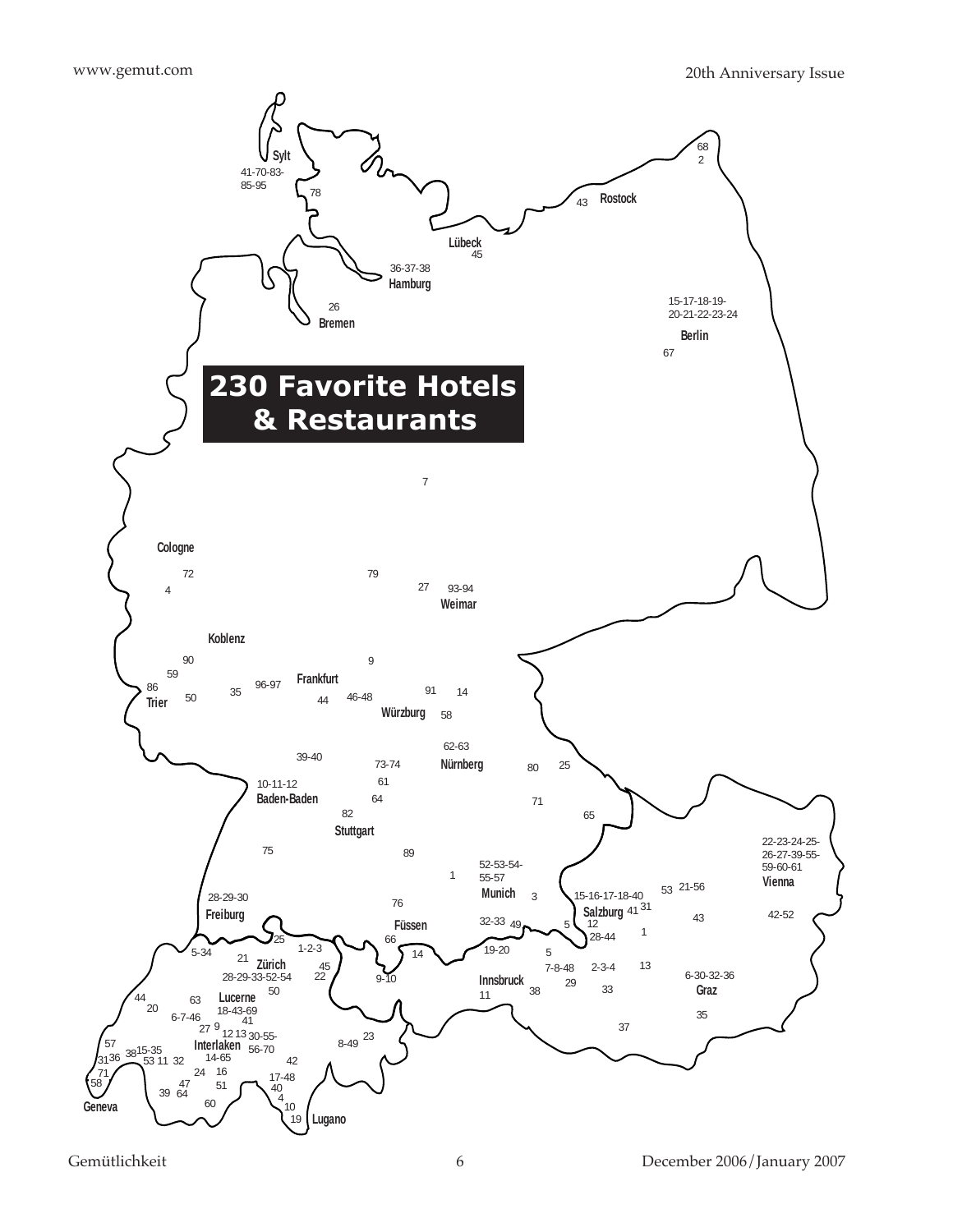# 230 Favorite Hotels & Restaurants

Sylt 41-70-83-85-95

78

Rostock 43

68 2

Lübeck 45

Hamburg 36-37-38

Bremen 26

Berlin 15-17-18-19-20-21-22-23-24

67

7

Cologne

72

4

79

27

Weimar 93-94

Koblenz

90

59

86

Trier

50

35

96-97

Frankfurt

44

46-48

9

91

14

Würzburg

58

62-63

Nürnberg

80

25

39-40

73-74

61

64

Baden-Baden 10-11-12

82

Stuttgart

71

65

75

89

1

Munich 52-53-54-55-57

3

Vienna 22-23-24-25-26-27-39-55-59-60-61

Freiburg 28-29-30

76

Füssen

66

14

32-33

49

5

Salzburg 15-16-17-18-40

12

28-44

41

31

53

21-56

1

43

42-52

25

5-34

1-2-3

21

Zürich 28-29-33-52-54

45

22

9-10

19-20

5

7-8-48

2-3-4

13

Innsbruck

11

38

29

33

Graz 6-30-32-36

50

44

20

63

Lucerne 18-43-69

6-7-46

41

27

9

12

13

30-55-56-70

Interlaken 14-65

35

37

57

31

36

38

15-35

53

11

32

71

58

24

16

47

64

39

51

60

42

8-49

23

17-48

40

4

10

19

Geneva

Lugano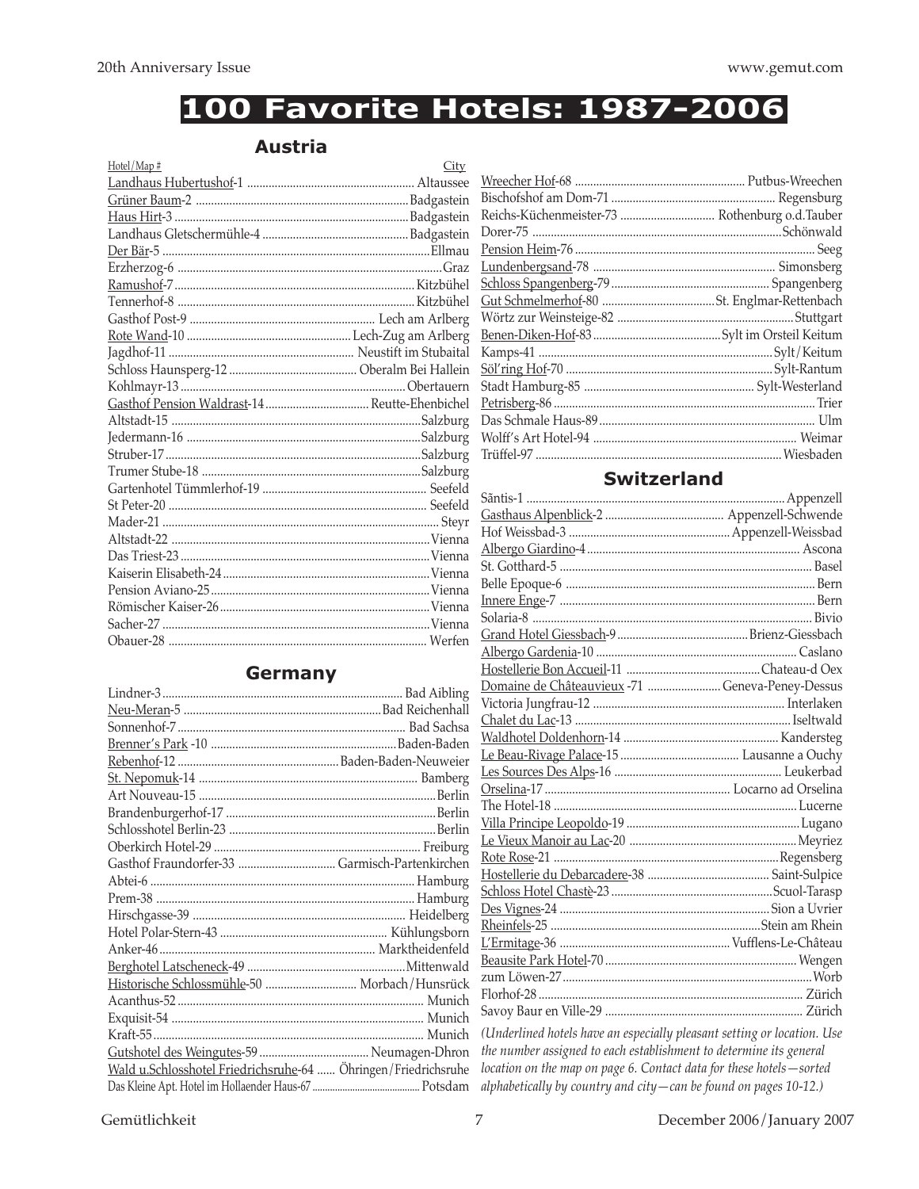# 100 Favorite Hotels: 1987-2006

## Austria

| Hotel/Map # | City |
|---|---|
| Landhaus Hubertushof-1 | Altaussee |
| Grüner Baum-2 | Badgastein |
| Haus Hirt-3 | Badgastein |
| Landhaus Gletschermühle-4 | Badgastein |
| Der Bär-5 | Ellmau |
| Erzherzog-6 | Graz |
| Ramushof-7 | Kitzbühel |
| Tennerhof-8 | Kitzbühel |
| Gasthof Post-9 | Lech am Arlberg |
| Rote Wand-10 | Lech-Zug am Arlberg |
| Jagdhof-11 | Neustift im Stubaital |
| Schloss Haunsperg-12 | Oberalm Bei Hallein |
| Kohlmayr-13 | Obertauern |
| Gasthof Pension Waldrast-14 | Reutte-Ehenbichel |
| Altstadt-15 | Salzburg |
| Jedermann-16 | Salzburg |
| Struber-17 | Salzburg |
| Trumer Stube-18 | Salzburg |
| Gartenhotel Tümmlerhof-19 | Seefeld |
| St Peter-20 | Seefeld |
| Mader-21 | Steyr |
| Altstadt-22 | Vienna |
| Das Triest-23 | Vienna |
| Kaiserin Elisabeth-24 | Vienna |
| Pension Aviano-25 | Vienna |
| Römischer Kaiser-26 | Vienna |
| Sacher-27 | Vienna |
| Obauer-28 | Werfen |

## Germany

| Hotel/Map # | City |
|---|---|
| Lindner-3 | Bad Aibling |
| Neu-Meran-5 | Bad Reichenhall |
| Sonnenhof-7 | Bad Sachsa |
| Brenner's Park -10 | Baden-Baden |
| Rebenhof-12 | Baden-Baden-Neuweier |
| St. Nepomuk-14 | Bamberg |
| Art Nouveau-15 | Berlin |
| Brandenburgerhof-17 | Berlin |
| Schlosshotel Berlin-23 | Berlin |
| Oberkirch Hotel-29 | Freiburg |
| Gasthof Fraundorfer-33 | Garmisch-Partenkirchen |
| Abtei-6 | Hamburg |
| Prem-38 | Hamburg |
| Hirschgasse-39 | Heidelberg |
| Hotel Polar-Stern-43 | Kühlungsborn |
| Anker-46 | Marktheidenfeld |
| Berghotel Latscheneck-49 | Mittenwald |
| Historische Schlossmühle-50 | Morbach/Hunsrück |
| Acanthus-52 | Munich |
| Exquisit-54 | Munich |
| Kraft-55 | Munich |
| Gutshotel des Weingutes-59 | Neumagen-Dhron |
| Wald u.Schlosshotel Friedrichsruhe-64 | Öhringen/Friedrichsruhe |
| Das Kleine Apt. Hotel im Hollaender Haus-67 | Potsdam |
| Wreecher Hof-68 | Putbus-Wreechen |
| Bischofshof am Dom-71 | Regensburg |
| Reichs-Küchenmeister-73 | Rothenburg o.d.Tauber |
| Dorer-75 | Schönwald |
| Pension Heim-76 | Seeg |
| Lundenbergsand-78 | Simonsberg |
| Schloss Spangenberg-79 | Spangenberg |
| Gut Schmelmerhof-80 | St. Englmar-Rettenbach |
| Wörtz zur Weinsteige-82 | Stuttgart |
| Benen-Diken-Hof-83 | Sylt im Orsteil Keitum |
| Kamps-41 | Sylt/Keitum |
| Söl'ring Hof-70 | Sylt-Rantum |
| Stadt Hamburg-85 | Sylt-Westerland |
| Petrisberg-86 | Trier |
| Das Schmale Haus-89 | Ulm |
| Wolff's Art Hotel-94 | Weimar |
| Trüffel-97 | Wiesbaden |

## Switzerland

| Hotel/Map # | City |
|---|---|
| Sãntis-1 | Appenzell |
| Gasthaus Alpenblick-2 | Appenzell-Schwende |
| Hof Weissbad-3 | Appenzell-Weissbad |
| Albergo Giardino-4 | Ascona |
| St. Gotthard-5 | Basel |
| Belle Epoque-6 | Bern |
| Innere Enge-7 | Bern |
| Solaria-8 | Bivio |
| Grand Hotel Giessbach-9 | Brienz-Giessbach |
| Albergo Gardenia-10 | Caslano |
| Hostellerie Bon Accueil-11 | Chateau-d Oex |
| Domaine de Châteauvieux -71 | Geneva-Peney-Dessus |
| Victoria Jungfrau-12 | Interlaken |
| Chalet du Lac-13 | Iseltwald |
| Waldhotel Doldenhorn-14 | Kandersteg |
| Le Beau-Rivage Palace-15 | Lausanne a Ouchy |
| Les Sources Des Alps-16 | Leukerbad |
| Orselina-17 | Locarno ad Orselina |
| The Hotel-18 | Lucerne |
| Villa Principe Leopoldo-19 | Lugano |
| Le Vieux Manoir au Lac-20 | Meyriez |
| Rote Rose-21 | Regensberg |
| Hostellerie du Debarcadere-38 | Saint-Sulpice |
| Schloss Hotel Chastè-23 | Scuol-Tarasp |
| Des Vignes-24 | Sion a Uvrier |
| Rheinfels-25 | Stein am Rhein |
| L'Ermitage-36 | Vufflens-Le-Château |
| Beausite Park Hotel-70 | Wengen |
| zum Löwen-27 | Worb |
| Florhof-28 | Zürich |
| Savoy Baur en Ville-29 | Zürich |

*(Underlined hotels have an especially pleasant setting or location. Use the number assigned to each establishment to determine its general location on the map on page 6. Contact data for these hotels—sorted alphabetically by country and city—can be found on pages 10-12.)*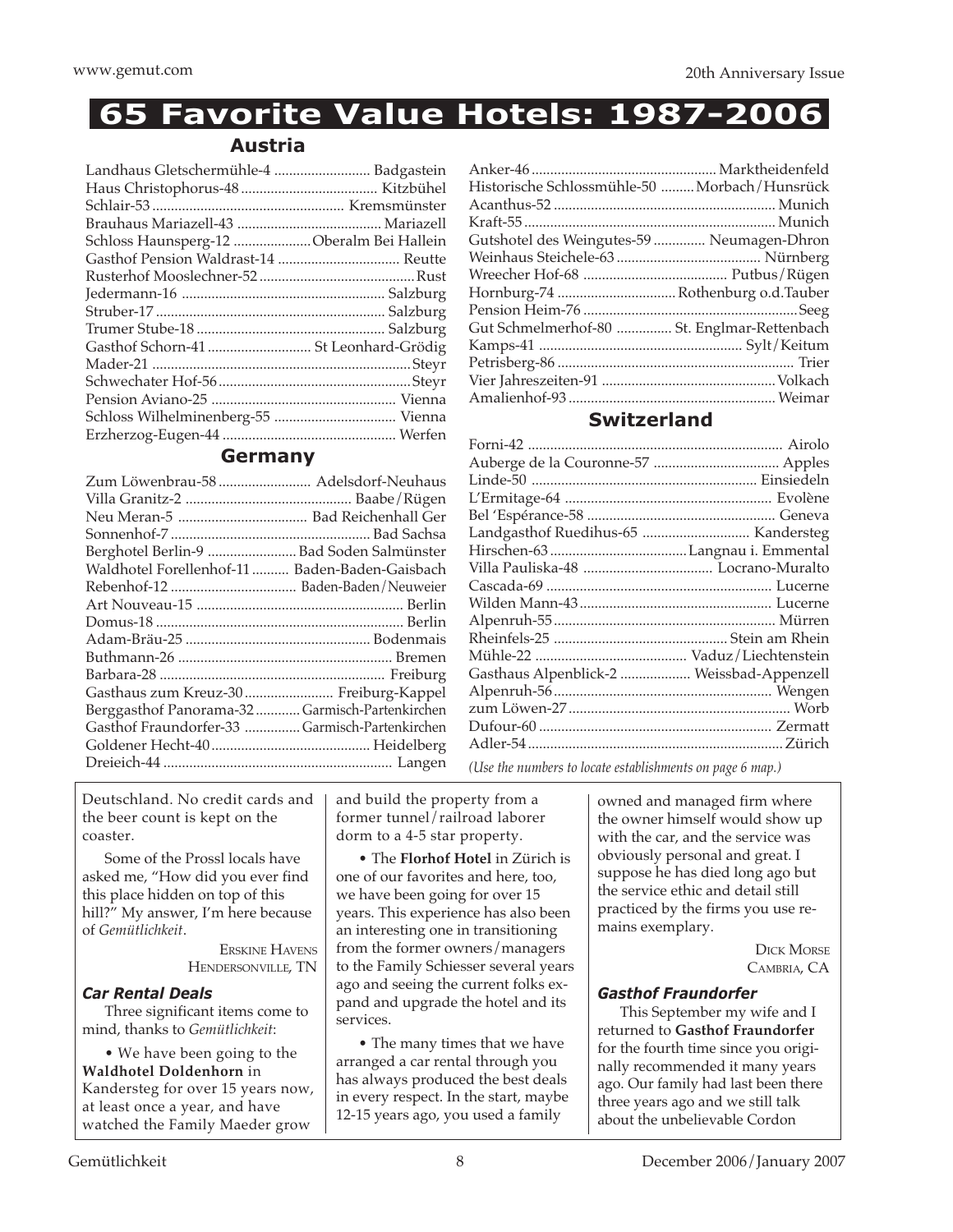# 65 Favorite Value Hotels: 1987-2006

## Austria

| Hotel | Location |
|---|---|
| Landhaus Gletschermühle-4 | Badgastein |
| Haus Christophorus-48 | Kitzbühel |
| Schlair-53 | Kremsmünster |
| Brauhaus Mariazell-43 | Mariazell |
| Schloss Haunsperg-12 | Oberalm Bei Hallein |
| Gasthof Pension Waldrast-14 | Reutte |
| Rusterhof Mooslechner-52 | Rust |
| Jedermann-16 | Salzburg |
| Struber-17 | Salzburg |
| Trumer Stube-18 | Salzburg |
| Gasthof Schorn-41 | St Leonhard-Grödig |
| Mader-21 | Steyr |
| Schwechater Hof-56 | Steyr |
| Pension Aviano-25 | Vienna |
| Schloss Wilhelminenberg-55 | Vienna |
| Erzherzog-Eugen-44 | Werfen |

## Germany

| Hotel | Location |
|---|---|
| Zum Löwenbrau-58 | Adelsdorf-Neuhaus |
| Villa Granitz-2 | Baabe/Rügen |
| Neu Meran-5 | Bad Reichenhall Ger |
| Sonnenhof-7 | Bad Sachsa |
| Berghotel Berlin-9 | Bad Soden Salmünster |
| Waldhotel Forellenhof-11 | Baden-Baden-Gaisbach |
| Rebenhof-12 | Baden-Baden/Neuweier |
| Art Nouveau-15 | Berlin |
| Domus-18 | Berlin |
| Adam-Bräu-25 | Bodenmais |
| Buthmann-26 | Bremen |
| Barbara-28 | Freiburg |
| Gasthaus zum Kreuz-30 | Freiburg-Kappel |
| Berggasthof Panorama-32 | Garmisch-Partenkirchen |
| Gasthof Fraundorfer-33 | Garmisch-Partenkirchen |
| Goldener Hecht-40 | Heidelberg |
| Dreieich-44 | Langen |
| Anker-46 | Marktheidenfeld |
| Historische Schlossmühle-50 | Morbach/Hunsrück |
| Acanthus-52 | Munich |
| Kraft-55 | Munich |
| Gutshotel des Weingutes-59 | Neumagen-Dhron |
| Weinhaus Steichele-63 | Nürnberg |
| Wreecher Hof-68 | Putbus/Rügen |
| Hornburg-74 | Rothenburg o.d.Tauber |
| Pension Heim-76 | Seeg |
| Gut Schmelmerhof-80 | St. Englmar-Rettenbach |
| Kamps-41 | Sylt/Keitum |
| Petrisberg-86 | Trier |
| Vier Jahreszeiten-91 | Volkach |
| Amalienhof-93 | Weimar |

## Switzerland

| Hotel | Location |
|---|---|
| Forni-42 | Airolo |
| Auberge de la Couronne-57 | Apples |
| Linde-50 | Einsiedeln |
| L'Ermitage-64 | Evolène |
| Bel 'Espérance-58 | Geneva |
| Landgasthof Ruedihus-65 | Kandersteg |
| Hirschen-63 | Langnau i. Emmental |
| Villa Pauliska-48 | Locrano-Muralto |
| Cascada-69 | Lucerne |
| Wilden Mann-43 | Lucerne |
| Alpenruh-55 | Mürren |
| Rheinfels-25 | Stein am Rhein |
| Mühle-22 | Vaduz/Liechtenstein |
| Gasthaus Alpenblick-2 | Weissbad-Appenzell |
| Alpenruh-56 | Wengen |
| zum Löwen-27 | Worb |
| Dufour-60 | Zermatt |
| Adler-54 | Zürich |

*(Use the numbers to locate establishments on page 6 map.)*

Deutschland. No credit cards and the beer count is kept on the coaster.

Some of the Prossl locals have asked me, "How did you ever find this place hidden on top of this hill?" My answer, I'm here because of *Gemütlichkeit*.

Erskine Havens
Hendersonville, TN

### *Car Rental Deals*

Three significant items come to mind, thanks to *Gemütlichkeit*:

• We have been going to the **Waldhotel Doldenhorn** in Kandersteg for over 15 years now, at least once a year, and have watched the Family Maeder grow and build the property from a former tunnel/railroad laborer dorm to a 4-5 star property.

• The **Florhof Hotel** in Zürich is one of our favorites and here, too, we have been going for over 15 years. This experience has also been an interesting one in transitioning from the former owners/managers to the Family Schiesser several years ago and seeing the current folks expand and upgrade the hotel and its services.

• The many times that we have arranged a car rental through you has always produced the best deals in every respect. In the start, maybe 12-15 years ago, you used a family owned and managed firm where the owner himself would show up with the car, and the service was obviously personal and great. I suppose he has died long ago but the service ethic and detail still practiced by the firms you use remains exemplary.

Dick Morse
Cambria, CA

### *Gasthof Fraundorfer*

This September my wife and I returned to **Gasthof Fraundorfer** for the fourth time since you originally recommended it many years ago. Our family had last been there three years ago and we still talk about the unbelievable Cordon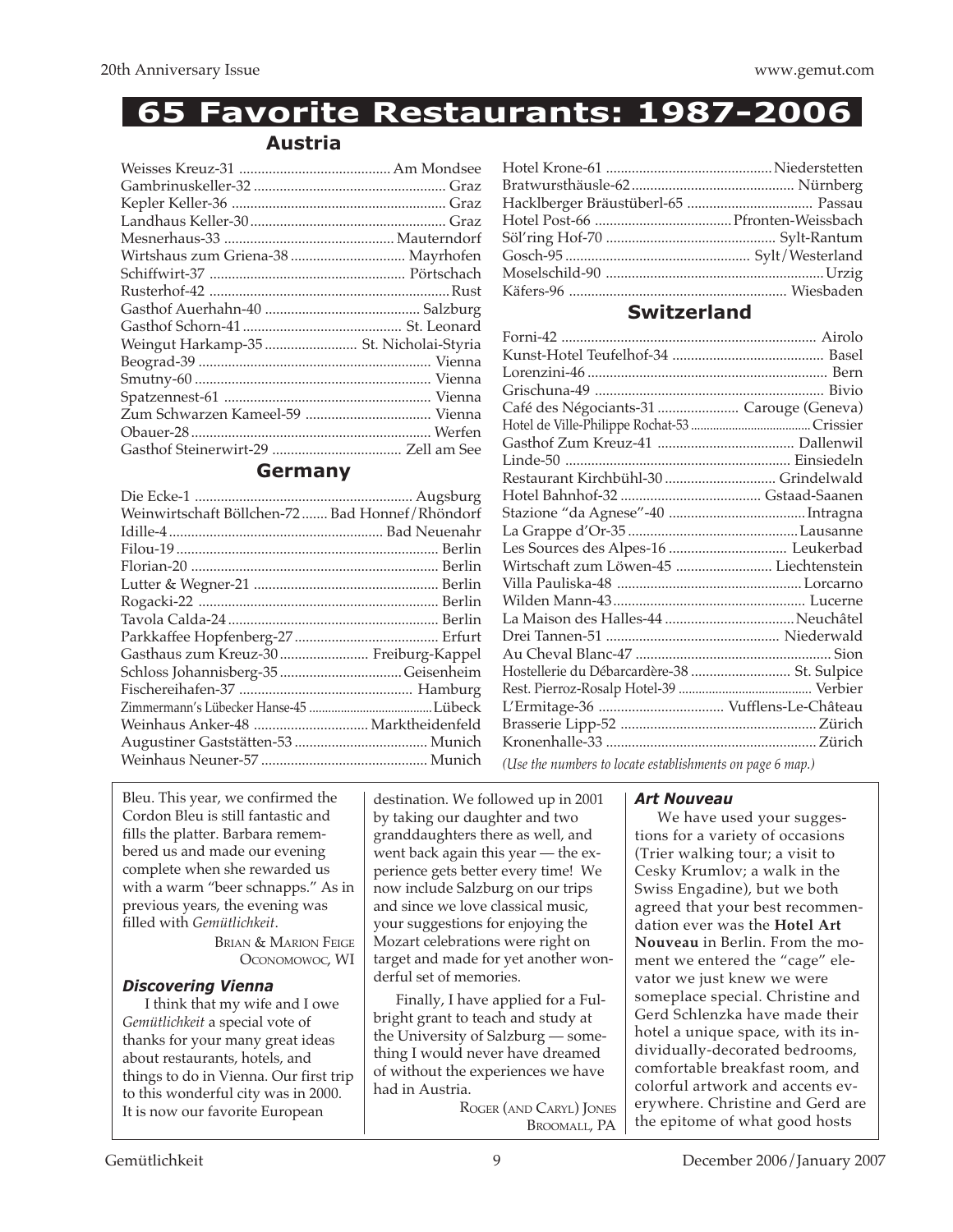# 65 Favorite Restaurants: 1987-2006

## Austria

Weisses Kreuz-31 ........................................ Am Mondsee
Gambrinuskeller-32 ........................................ Graz
Kepler Keller-36 ........................................ Graz
Landhaus Keller-30 ........................................ Graz
Mesnerhaus-33 ........................................ Mauterndorf
Wirtshaus zum Griena-38 ........................................ Mayrhofen
Schiffwirt-37 ........................................ Pörtschach
Rusterhof-42 ........................................ Rust
Gasthof Auerhahn-40 ........................................ Salzburg
Gasthof Schorn-41 ........................................ St. Leonard
Weingut Harkamp-35 ........................................ St. Nicholai-Styria
Beograd-39 ........................................ Vienna
Smutny-60 ........................................ Vienna
Spatzennest-61 ........................................ Vienna
Zum Schwarzen Kameel-59 ........................................ Vienna
Obauer-28 ........................................ Werfen
Gasthof Steinerwirt-29 ........................................ Zell am See

## Germany

Die Ecke-1 ........................................ Augsburg
Weinwirtschaft Böllchen-72 ........................................ Bad Honnef/Rhöndorf
Idille-4 ........................................ Bad Neuenahr
Filou-19 ........................................ Berlin
Florian-20 ........................................ Berlin
Lutter & Wegner-21 ........................................ Berlin
Rogacki-22 ........................................ Berlin
Tavola Calda-24 ........................................ Berlin
Parkkaffee Hopfenberg-27 ........................................ Erfurt
Gasthaus zum Kreuz-30 ........................................ Freiburg-Kappel
Schloss Johannisberg-35 ........................................ Geisenheim
Fischereihafen-37 ........................................ Hamburg
Zimmermann's Lübecker Hanse-45 ........................................ Lübeck
Weinhaus Anker-48 ........................................ Marktheidenfeld
Augustiner Gaststätten-53 ........................................ Munich
Weinhaus Neuner-57 ........................................ Munich
Hotel Krone-61 ........................................ Niederstetten
Bratwursthäusle-62 ........................................ Nürnberg
Hacklberger Bräustüberl-65 ........................................ Passau
Hotel Post-66 ........................................ Pfronten-Weissbach
Söl'ring Hof-70 ........................................ Sylt-Rantum
Gosch-95 ........................................ Sylt/Westerland
Moselschild-90 ........................................ Urzig
Käfers-96 ........................................ Wiesbaden

## Switzerland

Forni-42 ........................................ Airolo
Kunst-Hotel Teufelhof-34 ........................................ Basel
Lorenzini-46 ........................................ Bern
Grischuna-49 ........................................ Bivio
Café des Négociants-31 ........................................ Carouge (Geneva)
Hotel de Ville-Philippe Rochat-53 ........................................ Crissier
Gasthof Zum Kreuz-41 ........................................ Dallenwil
Linde-50 ........................................ Einsiedeln
Restaurant Kirchbühl-30 ........................................ Grindelwald
Hotel Bahnhof-32 ........................................ Gstaad-Saanen
Stazione "da Agnese"-40 ........................................ Intragna
La Grappe d'Or-35 ........................................ Lausanne
Les Sources des Alpes-16 ........................................ Leukerbad
Wirtschaft zum Löwen-45 ........................................ Liechtenstein
Villa Pauliska-48 ........................................ Lorcarno
Wilden Mann-43 ........................................ Lucerne
La Maison des Halles-44 ........................................ Neuchâtel
Drei Tannen-51 ........................................ Niederwald
Au Cheval Blanc-47 ........................................ Sion
Hostellerie du Débarcardère-38 ........................................ St. Sulpice
Rest. Pierroz-Rosalp Hotel-39 ........................................ Verbier
L'Ermitage-36 ........................................ Vufflens-Le-Château
Brasserie Lipp-52 ........................................ Zürich
Kronenhalle-33 ........................................ Zürich

*(Use the numbers to locate establishments on page 6 map.)*

Bleu. This year, we confirmed the Cordon Bleu is still fantastic and fills the platter. Barbara remembered us and made our evening complete when she rewarded us with a warm "beer schnapps." As in previous years, the evening was filled with *Gemütlichkeit*.

BRIAN & MARION FEIGE
OCONOMOWOC, WI

### *Discovering Vienna*

I think that my wife and I owe *Gemütlichkeit* a special vote of thanks for your many great ideas about restaurants, hotels, and things to do in Vienna. Our first trip to this wonderful city was in 2000. It is now our favorite European destination. We followed up in 2001 by taking our daughter and two granddaughters there as well, and went back again this year — the experience gets better every time! We now include Salzburg on our trips and since we love classical music, your suggestions for enjoying the Mozart celebrations were right on target and made for yet another wonderful set of memories.

Finally, I have applied for a Fulbright grant to teach and study at the University of Salzburg — something I would never have dreamed of without the experiences we have had in Austria.

ROGER (AND CARYL) JONES
BROOMALL, PA

### *Art Nouveau*

We have used your suggestions for a variety of occasions (Trier walking tour; a visit to Cesky Krumlov; a walk in the Swiss Engadine), but we both agreed that your best recommendation ever was the **Hotel Art Nouveau** in Berlin. From the moment we entered the "cage" elevator we just knew we were someplace special. Christine and Gerd Schlenzka have made their hotel a unique space, with its individually-decorated bedrooms, comfortable breakfast room, and colorful artwork and accents everywhere. Christine and Gerd are the epitome of what good hosts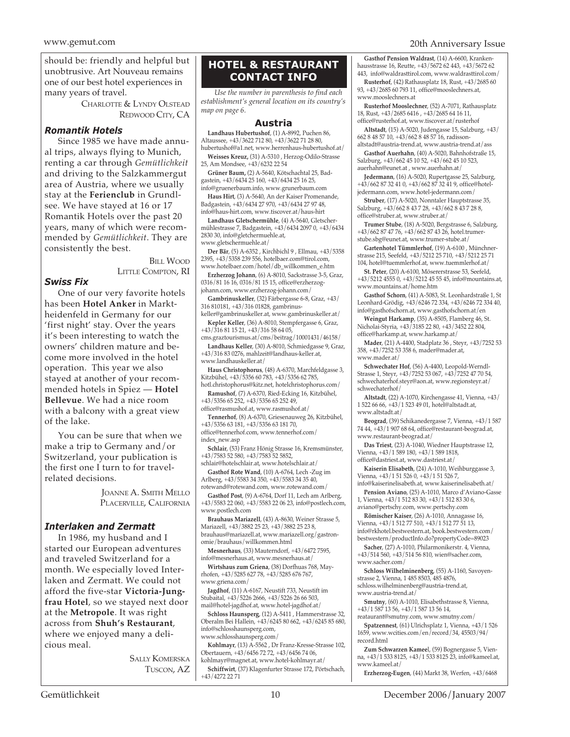should be: friendly and helpful but unobtrusive. Art Nouveau remains one of our best hotel experiences in many years of travel.

Charlotte & Lyndy Olstead
Redwood City, CA

### *Romantik Hotels*

Since 1985 we have made annual trips, always flying to Munich, renting a car through *Gemütlichkeit* and driving to the Salzkammergut area of Austria, where we usually stay at the **Ferienclub** in Grundlsee. We have stayed at 16 or 17 Romantik Hotels over the past 20 years, many of which were recommended by *Gemütlichkeit*. They are consistently the best.

Bill Wood
Little Compton, RI

### *Swiss Fix*

One of our very favorite hotels has been **Hotel Anker** in Marktheidenfeld in Germany for our 'first night' stay. Over the years it's been interesting to watch the owners' children mature and become more involved in the hotel operation. This year we also stayed at another of your recommended hotels in Spiez — **Hotel Bellevue**. We had a nice room with a balcony with a great view of the lake.

You can be sure that when we make a trip to Germany and/or Switzerland, your publication is the first one I turn to for travel-related decisions.

Joanne A. Smith Mello
Placerville, California

### *Interlaken and Zermatt*

In 1986, my husband and I started our European adventures and traveled Switzerland for a month. We especially loved Interlaken and Zermatt. We could not afford the five-star **Victoria-Jungfrau Hotel**, so we stayed next door at the **Metropole**. It was right across from **Shuh's Restaurant**, where we enjoyed many a delicious meal.

Sally Komerska
Tuscon, AZ

## HOTEL & RESTAURANT CONTACT INFO

*Use the number in parenthesis to find each establishment's general location on its country's map on page 6.*

### Austria

**Landhaus Hubertushof**, (1) A-8992, Puchen 86, Altaussee, +43/3622 712 80, +43/3622 71 28 80, hubertushof@a1.net, www.herrenhaus-hubertushof.at/

**Weisses Kreuz,** (31) A-5310 , Herzog-Odilo-Strasse 25, Am Mondsee, +43/6232 22 54

**Grüner Baum,** (2) A-5640, Kötschachtal 25, Badgastein, +43/6434 25 160, +43/6434 25 16 25, info@gruenerbaum.info, www.grunerbaum.com

**Haus Hirt**, (3) A-5640, An der Kaiser Promenande, Badgastein, +43/6434 27 970, +43/6434 27 97 48, info@haus-hirt.com, www.tiscover.at/haus-hirt

**Landhaus Gletschermühle**, (4) A-5640, Gletschermühlestrasse 7, Badgastein, +43/6434 2097 0, +43/6434 2830 30, info@gletchermuehle.at, www.gletschermuehle.at/

**Der Bär**, (5) A-6352 , Kirchbichl 9 , Ellmau, +43/5358 2395, +43/5358 239 556, hotelbaer.com@tirol.com, www.hotelbaer.com/hotel/db_willkommen_e.htm

**Erzherzog Johann**, (6) A-8010, Sackstrasse 3-5, Graz, 0316/81 16 16, 0316/81 15 15, office@erzherzog-johann.com, www.erzherzog-johann.com/

**Gambrinuskeller**, (32) Färbergasse 6-8, Graz, +43/316 810181, +43/316 01828, gambrinus-keller@gambrinuskeller.at, www.gambrinuskeller.at/

**Kepler Keller**, (36) A-8010, Stempfergasse 6, Graz, +43/316 81 15 21, +43/316 58 64 05, cms.graztourismus.at/cms/beitrag/10001431/46158/

**Landhaus Keller**, (30) A-8010, Schmiedgasse 9, Graz, +43/316 83 0276, mahlzeit@landhaus-keller.at, www.landhauskeller.at/

**Haus Christophorus**, (48) A-6370, Marchfeldgasse 3, Kitzbühel, +43/5356 60 783, +43/5356 62 785, hotl.christophorus@kitz.net, hotelchristophorus.com/

**Ramushof**, (7) A-6370, Ried-Ecking 16, Kitzbühel, +43/5356 65 252, +43/5356 65 252 49, office@rasmushof.at, www.rasmushof.at/

**Tennerhof**, (8) A-6370, Griesenauweg 26, Kitzbühel, +43/5356 63 181, +43/5356 63 181 70, office@tennerhof.com, www.tennerhof.com/index_new.asp

**Schlair**, (53) Franz Hönig Strasse 16, Kremsmünster, +43/7583 52 580, +43/7583 52 5852, schlair@hotelschlair.at, www.hotelschlair.at/

**Gasthof Rote Wand**, (10) A-6764, Lech -Zug im Arlberg, +43/5583 34 350, +43/5583 34 35 40, rotewand@rotewand.com, www.rotewand.com/

**Gasthof Post**, (9) A-6764, Dorf 11, Lech am Arlberg, +43/5583 22 060, +43/5583 22 06 23, info@postlech.com, www.postlech.com

**Brauhaus Mariazell**, (43) A-8630, Weiner Strasse 5, Mariazell, +43/3882 25 23, +43/3882 25 23 8, brauhaus@mariazell.at, www.mariazell.org/gastronomie/brauhaus/willkommen.html

**Mesnerhaus**, (33) Mauterndorf, +43/6472 7595, info@mesnerhaus.at, www.mesnerhaus.at/

**Wirtshaus zum Griena**, (38) Dorfhuas 768, Mayrhofen, +43/5285 627 78, +43/5285 676 767, www.griena.com/

**Jagdhof**, (11) A-6167, Neustift 733, Neustift im Stubaital, +43/5226 2666, +43/5226 26 66 503, mail@hotel-jagdhof.at, www.hotel-jagdhof.at/

**Schloss Haunsperg**, (12) A-5411 , Hammerstrasse 32, Oberalm Bei Hallein, +43/6245 80 662, +43/6245 85 680, info@schlosshaunsperg.com, www.schlosshaunsperg.com/

**Kohlmayr**, (13) A-5562 , Dr Franz-Kresse-Strasse 102, Obertauern, +43/6456 72 72, +43/6456 74 06, kohlmayr@magnet.at, www.hotel-kohlmayr.at/

**Schiffwirt**, (37) Klagenfurter Strasse 172, Pörtschach, +43/4272 22 71

**Gasthof Pension Waldrast**, (14) A-6600, Krankenhausstrasse 16, Reutte, +43/5672 62 443, +43/5672 62 443, info@waldrasttirol.com, www.waldrasttirol.com/

**Rusterhof**, (42) Rathausplatz 18, Rust, +43/2685 60 93, +43/2685 60 793 11, office@mooslechners.at, www.mooslechners.at

**Rusterhof Mooslechner**, (52) A-7071, Rathausplatz 18, Rust, +43/2685 6416 , +43/2685 64 16 11, office@rusterhof.at, www.tiscover.at/rusterhof

**Altstadt**, (15) A-5020, Judengasse 15, Salzburg, +43/662 8 48 57 10, +43/662 8 48 57 16, radisson-altstadt@austria-trend.at, www.austria-trend.at/ass

**Gasthof Auerhahn**, (40) A-5020, Bahnhofstraße 15, Salzburg, +43/662 45 10 52, +43/662 45 10 523, auerhahn@eunet.at , www.auerhahn.at/

**Jedermann**, (16) A-5020, Rupertgasse 25, Salzburg, +43/662 87 32 41 0, +43/662 87 32 41 9, office@hotel-jedermann.com, www.hotel-jedermann.com/

**Struber**, (17) A-5020, Nonntaler Hauptstrasse 35, Salzburg, +43/662 8 43 7 28, +43/662 8 43 7 28 8, office@struber.at, www.struber.at/

**Trumer Stube**, (18) A-5020, Bergstrasse 6, Salzburg, +43/662 87 47 76, +43/662 87 43 26, hotel.trumer-stube.sbg@eunet.at, www.trumer-stube.at/

**Gartenhotel Tümmlerhof**, (19) A-6100 , Münchnerstrasse 215, Seefeld, +43/5212 25 710, +43/5212 25 71 104, hotel@tuemmlerhof.at, www.tuemmlerhof.at/

**St. Peter**, (20) A-6100, Mösererstrasse 53, Seefeld, +43/5212 4555 0, +43/5212 45 55 45, info@mountains.at, www.mountains.at/home.htm

**Gasthof Schorn**, (41) A-5083, St. Leonhardstraße 1, St Leonhard-Grödig, +43/6246 72 334, +43/6246 72 334 40, info@gasthofschorn.at, www.gasthofschorn.at/en

**Weingut Harkamp**, (35) A-8505, Flamberg 46, St. Nicholai-Styria, +43/3185 22 80, +43/3452 22 804, office@harkamp.at, www.harkamp.at/

**Mader**, (21) A-4400, Stadplatz 36 , Steyr, +43/7252 53 358, +43/7252 53 358 6, mader@mader.at, www.mader.at/

**Schwechater Hof**, (56) A-4400, Leopold-Werndl-Strasse 1, Steyr, +43/7252 53 067, +43/7252 47 70 54, schwechaterhof.steyr@aon.at, www.regionsteyr.at/schwechaterhof/

**Altstadt**, (22) A-1070, Kirchengasse 41, Vienna, +43/1 522 66 66, +43/1 523 49 01, hotel@altstadt.at, www.altstadt.at/

**Beograd**, (39) Schikanedergasse 7, Vienna, +43/1 587 74 44, +43/1 907 68 64, office@restaurant-beograd.at, www.restaurant-beograd.at/

**Das Triest**, (23) A-1040, Wiedner Hauptstrasse 12, Vienna, +43/1 589 180, +43/1 589 1818, office@dastriest.at, www.dastriest.at/

**Kaiserin Elisabeth**, (24) A-1010, Weihburggasse 3, Vienna, +43/1 51 526 0, +43/1 51 526 7, info@kaiserinelisabeth.at, www.kaiserinelisabeth.at/

**Pension Aviano**, (25) A-1010, Marco d'Aviano-Gasse 1, Vienna, +43/1 512 83 30, +43/1 512 83 30 6, aviano@pertschy.com, www.pertschy.com

**Römischer Kaiser**, (26) A-1010, Annagasse 16, Vienna, +43/1 512 77 510, +43/1 512 77 51 13, info@rkhotel.bestwestern.at, book.bestwestern.com/bestwestern/productInfo.do?propertyCode=89023

**Sacher**, (27) A-1010, Philarmonikerstr. 4, Vienna, +43/514 560, +43/514 56 810, wien@sacher.com, www.sacher.com/

**Schloss Wilhelminenberg**, (55) A-1160, Savoyenstrasse 2, Vienna, 1 485 8503, 485 4876, schloss.wilhelminenberg@austria-trend.at, www.austria-trend.at/

**Smutny**, (60) A-1010, Elisabethstrasse 8, Vienna, +43/1 587 13 56, +43/1 587 13 56 14, reataurant@smutny.com, www.smutny.com/

**Spatzennest**, (61) Ulrichsplatz 1, Vienna, +43/1 526 1659, www.wcities.com/en/record/34, 45503/94/record.html

**Zum Schwarzen Kamee**l, (59) Bognergasse 5, Vienna, +43/1 533 8125, +43/1 533 8125 23, info@kameel.at, www.kameel.at/

**Erzherzog-Eugen**, (44) Markt 38, Werfen, +43/6468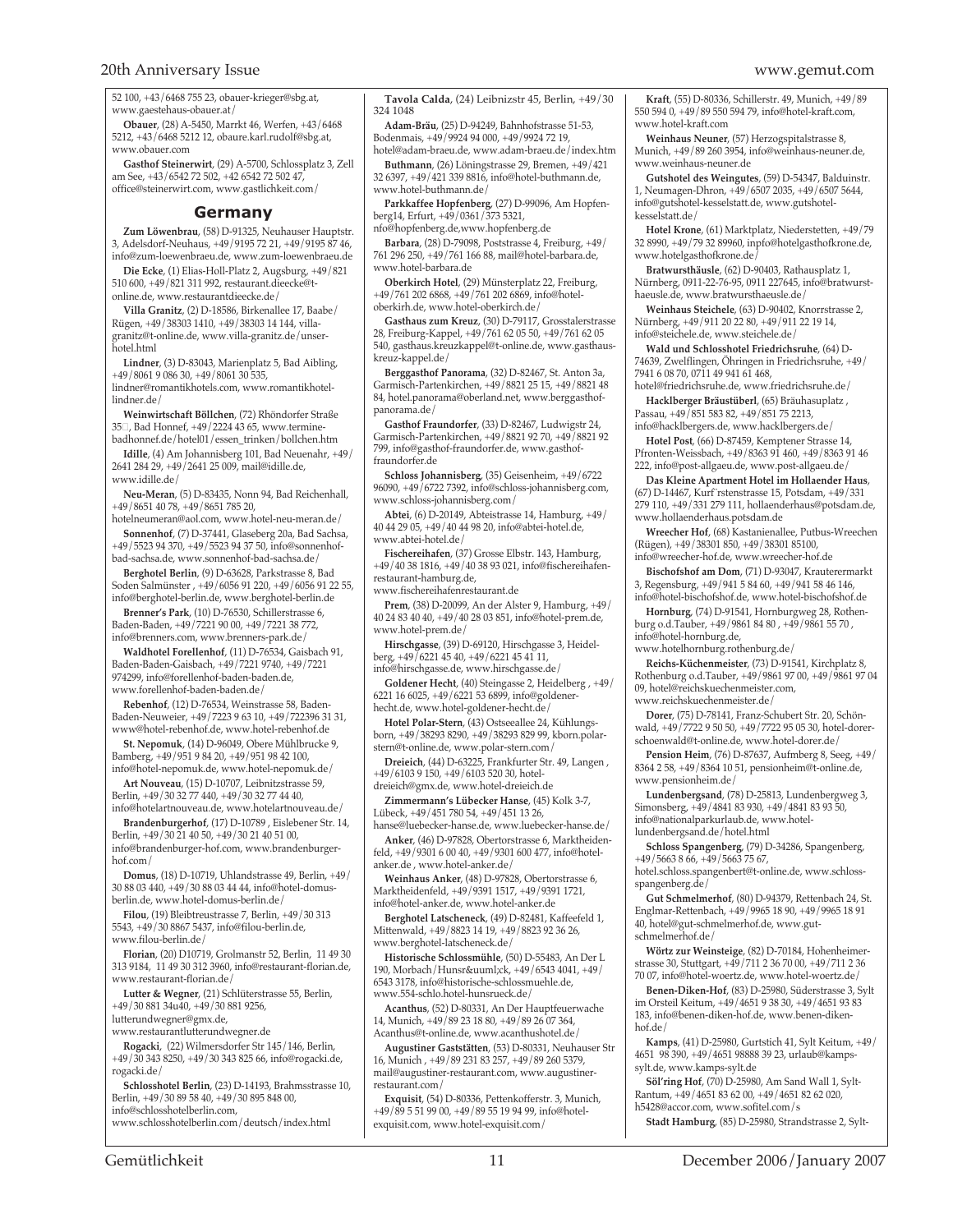52 100, +43/6468 755 23, obauer-krieger@sbg.at, www.gaestehaus-obauer.at/

**Obauer**, (28) A-5450, Marrkt 46, Werfen, +43/6468 5212, +43/6468 5212 12, obaure.karl.rudolf@sbg.at, www.obauer.com

**Gasthof Steinerwirt**, (29) A-5700, Schlossplatz 3, Zell am See, +43/6542 72 502, +42 6542 72 502 47, office@steinerwirt.com, www.gastlichkeit.com/

## Germany

**Zum Löwenbrau**, (58) D-91325, Neuhauser Hauptstr. 3, Adelsdorf-Neuhaus, +49/9195 72 21, +49/9195 87 46, info@zum-loewenbraeu.de, www.zum-loewenbraeu.de

**Die Ecke**, (1) Elias-Holl-Platz 2, Augsburg, +49/821 510 600, +49/821 311 992, restaurant.dieecke@t-online.de, www.restaurantdieecke.de/

**Villa Granitz**, (2) D-18586, Birkenallee 17, Baabe/ Rügen, +49/38303 1410, +49/38303 14 144, villa-granitz@t-online.de, www.villa-granitz.de/unser-hotel.html

**Lindner**, (3) D-83043, Marienplatz 5, Bad Aibling, +49/8061 9 086 30, +49/8061 30 535, lindner@romantikhotels.com, www.romantikhotel-lindner.de/

**Weinwirtschaft Böllchen**, (72) Rhöndorfer Straße 35□, Bad Honnef, +49/2224 43 65, www.termine-badhonnef.de/hotel01/essen_trinken/bollchen.htm

**Idille**, (4) Am Johannisberg 101, Bad Neuenahr, +49/ 2641 284 29, +49/2641 25 009, mail@idille.de, www.idille.de/

**Neu-Meran**, (5) D-83435, Nonn 94, Bad Reichenhall, +49/8651 40 78, +49/8651 785 20, hotelneumeran@aol.com, www.hotel-neu-meran.de/

**Sonnenhof**, (7) D-37441, Glaseberg 20a, Bad Sachsa, +49/5523 94 370, +49/5523 94 37 50, info@sonnenhof-bad-sachsa.de, www.sonnenhof-bad-sachsa.de/

**Berghotel Berlin**, (9) D-63628, Parkstrasse 8, Bad Soden Salmünster , +49/6056 91 220, +49/6056 91 22 55, info@berghotel-berlin.de, www.berghotel-berlin.de

**Brenner's Park**, (10) D-76530, Schillerstrasse 6, Baden-Baden, +49/7221 90 00, +49/7221 38 772, info@brenners.com, www.brenners-park.de/

**Waldhotel Forellenhof**, (11) D-76534, Gaisbach 91, Baden-Baden-Gaisbach, +49/7221 9740, +49/7221 974299, info@forellenhof-baden-baden.de, www.forellenhof-baden-baden.de/

**Rebenhof**, (12) D-76534, Weinstrasse 58, Baden-Baden-Neuweier, +49/7223 9 63 10, +49/722396 31 31, www@hotel-rebenhof.de, www.hotel-rebenhof.de

**St. Nepomuk**, (14) D-96049, Obere Mühlbrucke 9, Bamberg, +49/951 9 84 20, +49/951 98 42 100, info@hotel-nepomuk.de, www.hotel-nepomuk.de/

**Art Nouveau**, (15) D-10707, Leibnitzstrasse 59, Berlin, +49/30 32 77 440, +49/30 32 77 44 40, info@hotelartnouveau.de, www.hotelartnouveau.de/

**Brandenburgerhof**, (17) D-10789 , Eislebener Str. 14, Berlin, +49/30 21 40 50, +49/30 21 40 51 00, info@brandenburger-hof.com, www.brandenburger-hof.com/

**Domus**, (18) D-10719, Uhlandstrasse 49, Berlin, +49/ 30 88 03 440, +49/30 88 03 44 44, info@hotel-domus-berlin.de, www.hotel-domus-berlin.de/

**Filou**, (19) Bleibtreustrasse 7, Berlin, +49/30 313 5543, +49/30 8867 5437, info@filou-berlin.de, www.filou-berlin.de/

**Florian**, (20) D10719, Grolmanstr 52, Berlin, 11 49 30 313 9184, 11 49 30 312 3960, info@restaurant-florian.de, www.restaurant-florian.de/

**Lutter & Wegner**, (21) Schlüterstrasse 55, Berlin, +49/30 881 34u40, +49/30 881 9256, lutterundwegner@gmx.de, www.restaurantlutterundwegner.de

**Rogacki**, (22) Wilmersdorfer Str 145/146, Berlin, +49/30 343 8250, +49/30 343 825 66, info@rogacki.de, rogacki.de/

**Schlosshotel Berlin**, (23) D-14193, Brahmsstrasse 10, Berlin, +49/30 89 58 40, +49/30 895 848 00, info@schlosshotelberlin.com, www.schlosshotelberlin.com/deutsch/index.html

**Tavola Calda**, (24) Leibnizstr 45, Berlin, +49/30 324 1048

**Adam-Bräu**, (25) D-94249, Bahnhofstrasse 51-53, Bodenmais, +49/9924 94 000, +49/9924 72 19, hotel@adam-braeu.de, www.adam-braeu.de/index.htm

**Buthmann**, (26) Löningstrasse 29, Bremen, +49/421 32 6397, +49/421 339 8816, info@hotel-buthmann.de, www.hotel-buthmann.de/

**Parkkaffee Hopfenberg**, (27) D-99096, Am Hopfenberg14, Erfurt, +49/0361/373 5321, nfo@hopfenberg.de,www.hopfenberg.de

**Barbara**, (28) D-79098, Poststrasse 4, Freiburg, +49/ 761 296 250, +49/761 166 88, mail@hotel-barbara.de, www.hotel-barbara.de

**Oberkirch Hotel**, (29) Münsterplatz 22, Freiburg, +49/761 202 6868, +49/761 202 6869, info@hotel-oberkirh.de, www.hotel-oberkirch.de/

**Gasthaus zum Kreuz**, (30) D-79117, Grosstalerstrasse 28, Freiburg-Kappel, +49/761 62 05 50, +49/761 62 05 540, gasthaus.kreuzkappel@t-online.de, www.gasthaus-kreuz-kappel.de/

**Berggasthof Panorama**, (32) D-82467, St. Anton 3a, Garmisch-Partenkirchen, +49/8821 25 15, +49/8821 48 84, hotel.panorama@oberland.net, www.berggasthof-panorama.de/

**Gasthof Fraundorfer**, (33) D-82467, Ludwigstr 24, Garmisch-Partenkirchen, +49/8821 92 70, +49/8821 92 799, info@gasthof-fraundorfer.de, www.gasthof-fraundorfer.de

**Schloss Johannisberg**, (35) Geisenheim, +49/6722 96090, +49/6722 7392, info@schloss-johannisberg.com, www.schloss-johannisberg.com/

**Abtei**, (6) D-20149, Abteistrasse 14, Hamburg, +49/ 40 44 29 05, +49/40 44 98 20, info@abtei-hotel.de, www.abtei-hotel.de/

**Fischereihafen**, (37) Grosse Elbstr. 143, Hamburg, +49/40 38 1816, +49/40 38 93 021, info@fischereihafen-restaurant-hamburg.de, www.fischereihafenrestaurant.de

**Prem**, (38) D-20099, An der Alster 9, Hamburg, +49/ 40 24 83 40 40, +49/40 28 03 851, info@hotel-prem.de, www.hotel-prem.de/

**Hirschgasse**, (39) D-69120, Hirschgasse 3, Heidelberg, +49/6221 45 40, +49/6221 45 41 11, info@hirschgasse.de, www.hirschgasse.de/

**Goldener Hecht**, (40) Steingasse 2, Heidelberg , +49/ 6221 16 6025, +49/6221 53 6899, info@goldener-hecht.de, www.hotel-goldener-hecht.de/

**Hotel Polar-Stern**, (43) Ostseeallee 24, Kühlungsborn, +49/38293 8290, +49/38293 829 99, kborn.polar-stern@t-online.de, www.polar-stern.com/

**Dreieich**, (44) D-63225, Frankfurter Str. 49, Langen , +49/6103 9 150, +49/6103 520 30, hotel-dreieich@gmx.de, www.hotel-dreieich.de

**Zimmermann's Lübecker Hanse**, (45) Kolk 3-7, Lübeck, +49/451 780 54, +49/451 13 26, hanse@luebecker-hanse.de, www.luebecker-hanse.de/

**Anker**, (46) D-97828, Obertorstrasse 6, Marktheidenfeld, +49/9301 6 00 40, +49/9301 600 477, info@hotel-anker.de , www.hotel-anker.de/

**Weinhaus Anker**, (48) D-97828, Obertorstrasse 6, Marktheidenfeld, +49/9391 1517, +49/9391 1721, info@hotel-anker.de, www.hotel-anker.de

**Berghotel Latscheneck**, (49) D-82481, Kaffeefeld 1, Mittenwald, +49/8823 14 19, +49/8823 92 36 26, info@berghotel-latscheneck.de/

**Historische Schlossmühle**, (50) D-55483, An Der L 190, Morbach/Hunsr&uuml;ck, +49/6543 4041, +49/ 6543 3178, info@historische-schlossmuehle.de, www.554-schlo.hotel-hunsrueck.de/

**Acanthus**, (52) D-80331, An Der Hauptfeuerwache 14, Munich, +49/89 23 18 80, +49/89 26 07 364, Acanthus@t-online.de, www.acanthushotel.de/

**Augustiner Gaststätten**, (53) D-80331, Neuhauser Str 16, Munich , +49/89 231 83 257, +49/89 260 5379, mail@augustiner-restaurant.com, www.augustiner-restaurant.com/

**Exquisit**, (54) D-80336, Pettenkofferstr. 3, Munich, +49/89 5 51 99 00, +49/89 55 19 94 99, info@hotel-exquisit.com, www.hotel-exquisit.com/

**Kraft**, (55) D-80336, Schillerstr. 49, Munich, +49/89 550 594 0, +49/89 550 594 79, info@hotel-kraft.com, www.hotel-kraft.com

**Weinhaus Neuner**, (57) Herzogspitalstrasse 8, Munich, +49/89 260 3954, info@weinhaus-neuner.de, www.weinhaus-neuner.de

**Gutshotel des Weingutes**, (59) D-54347, Balduinstr. 1, Neumagen-Dhron, +49/6507 2035, +49/6507 5644, info@gutshotel-kesselstatt.de, www.gutshotel-kesselstatt.de/

**Hotel Krone**, (61) Marktplatz, Niederstetten, +49/79 32 8990, +49/79 32 89960, inpfo@hotelgasthofkrone.de, www.hotelgasthofkrone.de/

**Bratwursthäusle**, (62) D-90403, Rathausplatz 1, Nürnberg, 0911-22-76-95, 0911 227645, info@bratwurst-haeusle.de, www.bratwursthaeusle.de/

**Weinhaus Steichele**, (63) D-90402, Knorrstrasse 2, Nürnberg, +49/911 20 22 80, +49/911 22 19 14, info@steichele.de, www.steichele.de/

**Wald und Schlosshotel Friedrichsruhe**, (64) D-74639, Zwelflingen, Öhringen in Friedrichsruhe, +49/ 7941 6 08 70, 0711 49 941 61 468, hotel@friedrichsruhe.de, www.friedrichsruhe.de/

**Hacklberger Bräustüberl**, (65) Bräuhausplatz , Passau, +49/851 583 82, +49/851 75 2213, info@hacklbergers.de, www.hacklbergers.de/

**Hotel Post**, (66) D-87459, Kemptener Strasse 14, Pfronten-Weissbach, +49/8363 91 460, +49/8363 91 46 222, info@post-allgaeu.de, www.post-allgaeu.de/

**Das Kleine Apartment Hotel im Hollaender Haus**, (67) D-14467, Kurf¨rstenstrasse 15, Potsdam, +49/331 279 110, +49/331 279 111, hollaenderhaus@potsdam.de, www.hollaenderhaus.potsdam.de

**Wreecher Hof**, (68) Kastanienallee, Putbus-Wreechen (Rügen), +49/38301 850, +49/38301 85100, info@wreecher-hof.de, www.wreecher-hof.de

**Bischofshof am Dom**, (71) D-93047, Krauterermarkt 3, Regensburg, +49/941 5 84 60, +49/941 58 46 146, info@hotel-bischofshof.de, www.hotel-bischofshof.de

**Hornburg**, (74) D-91541, Hornburgweg 28, Rothenburg o.d.Tauber, +49/9861 84 80 , +49/9861 55 70 , info@hotel-hornburg.de, www.hotelhornburg.rothenburg.de/

**Reichs-Küchenmeister**, (73) D-91541, Kirchplatz 8, Rothenburg o.d.Tauber, +49/9861 97 00, +49/9861 97 04 09, hotel@reichskuechenmeister.com, www.reichskuechenmeister.de/

**Dorer**, (75) D-78141, Franz-Schubert Str. 20, Schönwald, +49/7722 9 50 50, +49/7722 95 05 30, hotel-dorer-schoenwald@t-online.de, www.hotel-dorer.de/

**Pension Heim**, (76) D-87637, Aufmberg 8, Seeg, +49/ 8364 2 58, +49/8364 10 51, pensionheim@t-online.de, www.pensionheim.de/

**Lundenbergsand**, (78) D-25813, Lundenbergweg 3, Simonsberg, +49/4841 83 930, +49/4841 83 93 50, info@nationalparkurlaub.de, www.hotel-lundenbergsand.de/hotel.html

**Schloss Spangenberg**, (79) D-34286, Spangenberg, +49/5663 8 66, +49/5663 75 67, hotel.schloss.spangenbert@t-online.de, www.schloss-spangenberg.de/

**Gut Schmelmerhof**, (80) D-94379, Rettenbach 24, St. Englmar-Rettenbach, +49/9965 18 90, +49/9965 18 91 40, hotel@gut-schmelmerhof.de, www.gut-schmelmerhof.de/

**Wörtz zur Weinsteige**, (82) D-70184, Hohenheimerstrasse 30, Stuttgart, +49/711 2 36 70 00, +49/711 2 36 70 07, info@hotel-woertz.de, www.hotel-woertz.de/

**Benen-Diken-Hof**, (83) D-25980, Süderstrasse 3, Sylt im Orsteil Keitum, +49/4651 9 38 30, +49/4651 93 83 183, info@benen-diken-hof.de, www.benen-diken-hof.de/

**Kamps**, (41) D-25980, Gurtstich 41, Sylt Keitum, +49/ 4651 98 390, +49/4651 98888 39 23, urlaub@kamps-sylt.de, www.kamps-sylt.de

**Söl'ring Hof**, (70) D-25980, Am Sand Wall 1, Sylt-Rantum, +49/4651 83 62 00, +49/4651 82 62 020, h5428@accor.com, www.sofitel.com/s

**Stadt Hamburg**, (85) D-25980, Strandstrasse 2, Sylt-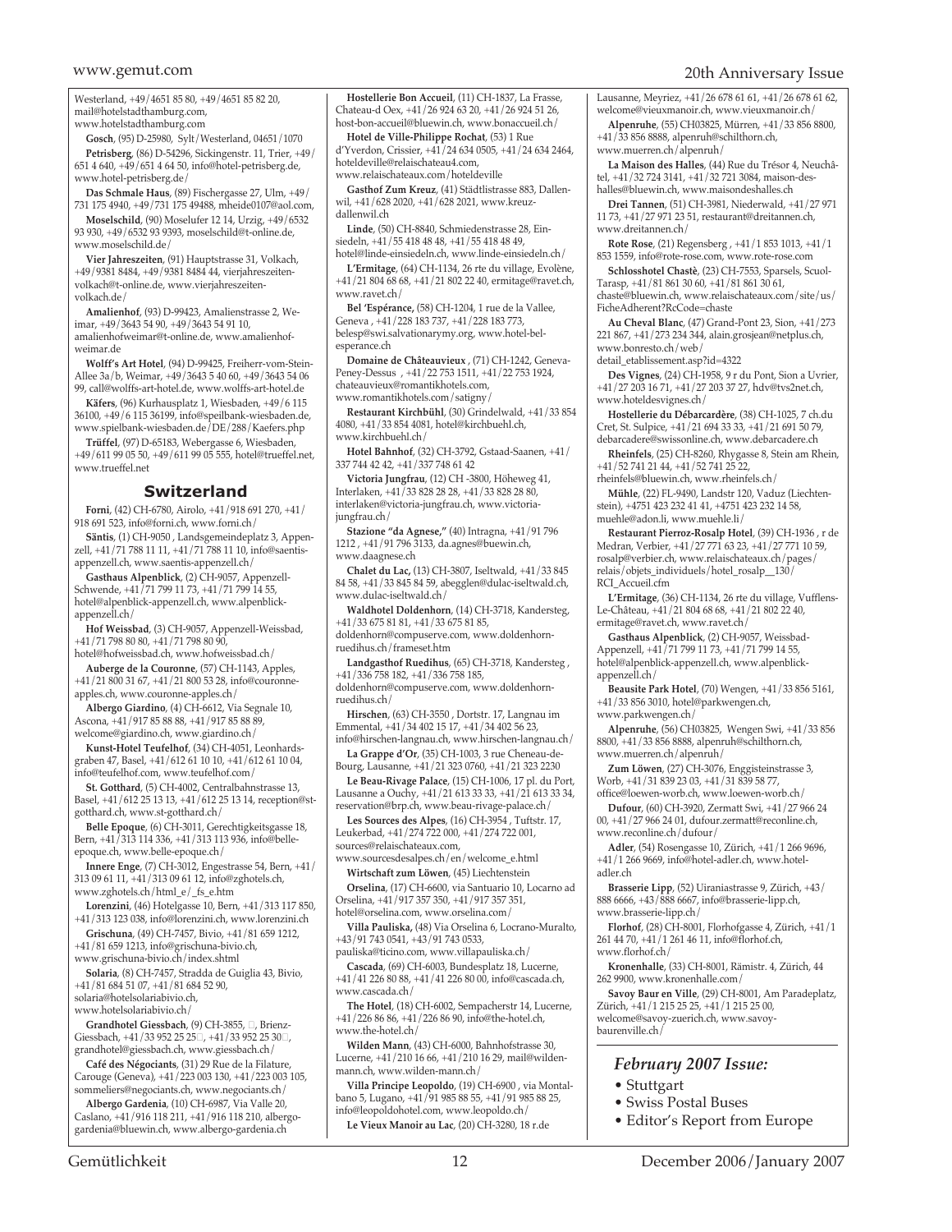Westerland, +49/4651 85 80, +49/4651 85 82 20, mail@hotelstadthamburg.com, www.hotelstadthamburg.com

**Gosch**, (95) D-25980, Sylt/Westerland, 04651/1070

**Petrisberg**, (86) D-54296, Sickingenstr. 11, Trier, +49/651 4 640, +49/651 4 64 50, info@hotel-petrisberg.de, www.hotel-petrisberg.de/

**Das Schmale Haus**, (89) Fischergasse 27, Ulm, +49/731 175 4940, +49/731 175 49488, mheide0107@aol.com,

**Moselschild**, (90) Moselufer 12 14, Urzig, +49/6532 93 930, +49/6532 93 9393, moselschild@t-online.de, www.moselschild.de/

**Vier Jahreszeiten**, (91) Hauptstrasse 31, Volkach, +49/9381 8484, +49/9381 8484 44, vierjahreszeiten-volkach@t-online.de, www.vierjahreszeiten-volkach.de/

**Amalienhof**, (93) D-99423, Amalienstrasse 2, Weimar, +49/3643 54 90, +49/3643 54 91 10, amalienhofweimar@t-online.de, www.amalienhof-weimar.de

**Wolff's Art Hotel**, (94) D-99425, Freiherr-vom-Stein-Allee 3a/b, Weimar, +49/3643 5 40 60, +49/3643 54 06 99, call@wolffs-art-hotel.de, www.wolffs-art-hotel.de

**Käfers**, (96) Kurhausplatz 1, Wiesbaden, +49/6 115 36100, +49/6 115 36199, info@speilbank-wiesbaden.de, www.spielbank-wiesbaden.de/DE/288/Kaefers.php

**Trüffel**, (97) D-65183, Webergasse 6, Wiesbaden, +49/611 99 05 50, +49/611 99 05 555, hotel@trueffel.net, www.trueffel.net

## Switzerland

**Forni**, (42) CH-6780, Airolo, +41/918 691 270, +41/918 691 523, info@forni.ch, www.forni.ch/

**Säntis**, (1) CH-9050 , Landsgemeindeplatz 3, Appenzell, +41/71 788 11 11, +41/71 788 11 10, info@saentis-appenzell.ch, www.saentis-appenzell.ch/

**Gasthaus Alpenblick**, (2) CH-9057, Appenzell-Schwende, +41/71 799 11 73, +41/71 799 14 55, hotel@alpenblick-appenzell.ch, www.alpenblick-appenzell.ch/

**Hof Weissbad**, (3) CH-9057, Appenzell-Weissbad, +41/71 798 80 80, +41/71 798 80 90, hotel@hofweissbad.ch, www.hofweissbad.ch/

**Auberge de la Couronne**, (57) CH-1143, Apples, +41/21 800 31 67, +41/21 800 53 28, info@couronne-apples.ch, www.couronne-apples.ch/

**Albergo Giardino**, (4) CH-6612, Via Segnale 10, Ascona, +41/917 85 88 88, +41/917 85 88 89, welcome@giardino.ch, www.giardino.ch/

**Kunst-Hotel Teufelhof**, (34) CH-4051, Leonhardsgraben 47, Basel, +41/612 61 10 10, +41/612 61 10 04, info@teufelhof.com, www.teufelhof.com/

**St. Gotthard**, (5) CH-4002, Centralbahnstrasse 13, Basel, +41/612 25 13 13, +41/612 25 13 14, reception@st-gotthard.ch, www.st-gotthard.ch/

**Belle Epoque**, (6) CH-3011, Gerechtigkeitsgasse 18, Bern, +41/313 114 336, +41/313 113 936, info@belle-epoque.ch, www.belle-epoque.ch/

**Innere Enge**, (7) CH-3012, Engestrasse 54, Bern, +41/313 09 61 11, +41/313 09 61 12, info@zghotels.ch, www.zghotels.ch/html_e/_fs_e.htm

**Lorenzini**, (46) Hotelgasse 10, Bern, +41/313 117 850, +41/313 123 038, info@lorenzini.ch, www.lorenzini.ch

**Grischuna**, (49) CH-7457, Bivio, +41/81 659 1212, +41/81 659 1213, info@grischuna-bivio.ch, www.grischuna-bivio.ch/index.shtml

**Solaria**, (8) CH-7457, Stradda de Guiglia 43, Bivio, +41/81 684 51 07, +41/81 684 52 90, solaria@hotelsolariabivio.ch, www.hotelsolariabivio.ch/

**Grandhotel Giessbach**, (9) CH-3855, , Brienz-Giessbach, +41/33 952 25 25, +41/33 952 25 30, grandhotel@giessbach.ch, www.giessbach.ch/

**Café des Négociants**, (31) 29 Rue de la Filature, Carouge (Geneva), +41/223 003 130, +41/223 003 105, sommeliers@negociants.ch, www.negociants.ch/

**Albergo Gardenia**, (10) CH-6987, Via Valle 20, Caslano, +41/916 118 211, +41/916 118 210, albergo-gardenia@bluewin.ch, www.albergo-gardenia.ch

**Hostellerie Bon Accueil**, (11) CH-1837, La Frasse, Chateau-d Oex, +41/26 924 63 20, +41/26 924 51 26, host-bon-accueil@bluewin.ch, www.bonaccueil.ch/

**Hotel de Ville-Philippe Rochat**, (53) 1 Rue d'Yverdon, Crissier, +41/24 634 0505, +41/24 634 2464, hoteldeville@relaischateaux4.com, www.relaischateaux.com/hoteldeville

**Gasthof Zum Kreuz**, (41) Städtlistrasse 883, Dallenwil, +41/628 2020, +41/628 2021, www.kreuz-dallenwil.ch

**Linde**, (50) CH-8840, Schmiedenstrasse 28, Einsiedeln, +41/55 418 48 48, +41/55 418 48 49, hotel@linde-einsiedeln.ch, www.linde-einsiedeln.ch/

**L'Ermitage**, (64) CH-1134, 26 rte du village, Evolène, +41/21 804 68 68, +41/21 802 22 40, ermitage@ravet.ch, www.ravet.ch/

**Bel 'Espérance,** (58) CH-1204, 1 rue de la Vallee, Geneva , +41/228 183 737, +41/228 183 773, belesp@swi.salvationarymy.org, www.hotel-bel-esperance.ch

**Domaine de Châteauvieux** , (71) CH-1242, Geneva-Peney-Dessus , +41/22 753 1511, +41/22 753 1924, chateauvieux@romantikhotels.com, www.romantikhotels.com/satigny/

**Restaurant Kirchbühl**, (30) Grindelwald, +41/33 854 4080, +41/33 854 4081, hotel@kirchbuehl.ch, www.kirchbuehl.ch/

**Hotel Bahnhof**, (32) CH-3792, Gstaad-Saanen, +41/337 744 42 42, +41/337 748 61 42

**Victoria Jungfrau**, (12) CH -3800, Höheweg 41, Interlaken, +41/33 828 28 28, +41/33 828 28 80, interlaken@victoria-jungfrau.ch, www.victoria-jungfrau.ch/

**Stazione "da Agnese,"** (40) Intragna, +41/91 796 1212 , +41/91 796 3133, da.agnes@buewin.ch, www.daagnese.ch

**Chalet du Lac,** (13) CH-3807, Iseltwald, +41/33 845 84 58, +41/33 845 84 59, abegglen@dulac-iseltwald.ch, www.dulac-iseltwald.ch/

**Waldhotel Doldenhorn**, (14) CH-3718, Kandersteg, +41/33 675 81 81, +41/33 675 81 85, doldenhorn@compuserve.com, www.doldenhorn-ruedihus.ch/frameset.htm

**Landgasthof Ruedihus**, (65) CH-3718, Kandersteg , +41/336 758 182, +41/336 758 185, doldenhorn@compuserve.com, www.doldenhorn-ruedihus.ch/

**Hirschen**, (63) CH-3550 , Dortstr. 17, Langnau im Emmental, +41/34 402 15 17, +41/34 402 56 23, info@hirschen-langnau.ch, www.hirschen-langnau.ch/

**La Grappe d'Or**, (35) CH-1003, 3 rue Cheneau-de-Bourg, Lausanne, +41/21 323 0760, +41/21 323 2230

**Le Beau-Rivage Palace**, (15) CH-1006, 17 pl. du Port, Lausanne a Ouchy, +41/21 613 33 33, +41/21 613 33 34, reservation@brp.ch, www.beau-rivage-palace.ch/

**Les Sources des Alpes**, (16) CH-3954 , Tuftstr. 17, Leukerbad, +41/274 722 000, +41/274 722 001, sources@relaischateaux.com, www.sourcesdesalpes.ch/en/welcome_e.html

**Wirtschaft zum Löwen**, (45) Liechtenstein

**Orselina**, (17) CH-6600, via Santuario 10, Locarno ad Orselina, +41/917 357 350, +41/917 357 351, hotel@orselina.com, www.orselina.com/

**Villa Pauliska,** (48) Via Orselina 6, Locrano-Muralto, +43/91 743 0541, +43/91 743 0533, pauliska@ticino.com, www.villapauliska.ch/

**Cascada**, (69) CH-6003, Bundesplatz 18, Lucerne, +41/41 226 80 88, +41/41 226 80 00, info@cascada.ch, www.cascada.ch/

**The Hotel**, (18) CH-6002, Sempacherstr 14, Lucerne, +41/226 86 86, +41/226 86 90, info@the-hotel.ch, www.the-hotel.ch/

**Wilden Mann**, (43) CH-6000, Bahnhofstrasse 30, Lucerne, +41/210 16 66, +41/210 16 29, mail@wilden-mann.ch, www.wilden-mann.ch/

**Villa Principe Leopoldo**, (19) CH-6900 , via Montalbano 5, Lugano, +41/91 985 88 55, +41/91 985 88 25, info@leopoldohotel.com, www.leopoldo.ch/

**Le Vieux Manoir au Lac**, (20) CH-3280, 18 r.de Lausanne, Meyriez, +41/26 678 61 61, +41/26 678 61 62, welcome@vieuxmanoir.ch, www.vieuxmanoir.ch/

**Alpenruhe**, (55) CH03825, Mürren, +41/33 856 8800, +41/33 856 8888, alpenruh@schilthorn.ch, www.muerren.ch/alpenruh/

**La Maison des Halles**, (44) Rue du Trésor 4, Neuchâtel, +41/32 724 3141, +41/32 721 3084, maison-des-halles@bluewin.ch, www.maisondeshalles.ch

**Drei Tannen**, (51) CH-3981, Niederwald, +41/27 971 11 73, +41/27 971 23 51, restaurant@dreitannen.ch, www.dreitannen.ch/

**Rote Rose**, (21) Regensberg , +41/1 853 1013, +41/1 853 1559, info@rote-rose.com, www.rote-rose.com

**Schlosshotel Chastè**, (23) CH-7553, Sparsels, Scuol-Tarasp, +41/81 861 30 60, +41/81 861 30 61, chaste@bluewin.ch, www.relaischateaux.com/site/us/FicheAdherent?RcCode=chaste

**Au Cheval Blanc**, (47) Grand-Pont 23, Sion, +41/273 221 867, +41/273 234 344, alain.grosjean@netplus.ch, www.bonresto.ch/web/detail_etablissement.asp?id=4322

**Des Vignes**, (24) CH-1958, 9 r du Pont, Sion a Uvrier, +41/27 203 16 71, +41/27 203 37 27, hdv@tvs2net.ch, www.hoteldesvignes.ch/

**Hostellerie du Débarcardère**, (38) CH-1025, 7 ch.du Cret, St. Sulpice, +41/21 694 33 33, +41/21 691 50 79, debarcadere@swissonline.ch, www.debarcadere.ch

**Rheinfels**, (25) CH-8260, Rhygasse 8, Stein am Rhein, +41/52 741 21 44, +41/52 741 25 22, rheinfels@bluewin.ch, www.rheinfels.ch/

**Mühle**, (22) FL-9490, Landstr 120, Vaduz (Liechtenstein), +4751 423 232 41 41, +4751 423 232 14 58, muehle@adon.li, www.muehle.li/

**Restaurant Pierroz-Rosalp Hotel**, (39) CH-1936 , r de Medran, Verbier, +41/27 771 63 23, +41/27 771 10 59, rosalp@verbier.ch, www.relaischateaux.ch/pages/relais/objets_individuels/hotel_rosalp__130/RCI_Accueil.cfm

**L'Ermitage**, (36) CH-1134, 26 rte du village, Vufflens-Le-Château, +41/21 804 68 68, +41/21 802 22 40, ermitage@ravet.ch, www.ravet.ch/

**Gasthaus Alpenblick**, (2) CH-9057, Weissbad-Appenzell, +41/71 799 11 73, +41/71 799 14 55, hotel@alpenblick-appenzell.ch, www.alpenblick-appenzell.ch/

**Beausite Park Hotel**, (70) Wengen, +41/33 856 5161, +41/33 856 3010, hotel@parkwengen.ch, www.parkwengen.ch/

**Alpenruhe**, (56) CH03825, Wengen Swi, +41/33 856 8800, +41/33 856 8888, alpenruh@schilthorn.ch, www.muerren.ch/alpenruh/

**Zum Löwen**, (27) CH-3076, Enggisteinstrasse 3, Worb, +41/31 839 23 03, +41/31 839 58 77, office@loewen-worb.ch, www.loewen-worb.ch/

**Dufour**, (60) CH-3920, Zermatt Swi, +41/27 966 24 00, +41/27 966 24 01, dufour.zermatt@reconline.ch, www.reconline.ch/dufour/

**Adler**, (54) Rosengasse 10, Zürich, +41/1 266 9696, +41/1 266 9669, info@hotel-adler.ch, www.hotel-adler.ch

**Brasserie Lipp**, (52) Uiraniastrasse 9, Zürich, +43/888 6666, +43/888 6667, info@brasserie-lipp.ch, www.brasserie-lipp.ch/

**Florhof**, (28) CH-8001, Florhofgasse 4, Zürich, +41/1 261 44 70, +41/1 261 46 11, info@florhof.ch, www.florhof.ch/

**Kronenhalle**, (33) CH-8001, Rämistr. 4, Zürich, 44 262 9900, www.kronenhalle.com/

**Savoy Baur en Ville**, (29) CH-8001, Am Paradeplatz, Zürich, +41/1 215 25 25, +41/1 215 25 00, welcome@savoy-zuerich.ch, www.savoy-baurenville.ch/

---

### *February 2007 Issue:*

- Stuttgart
- Swiss Postal Buses
- Editor's Report from Europe